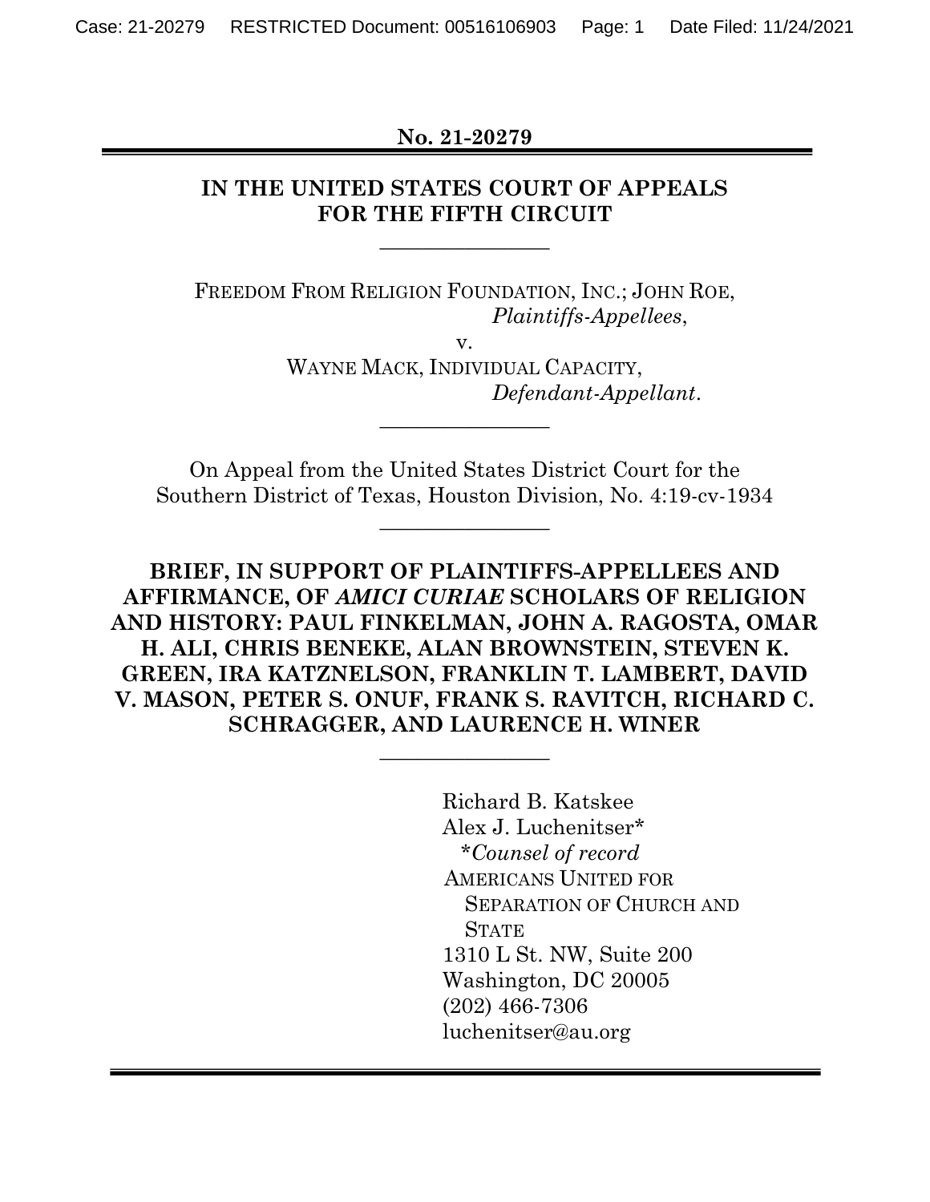**No. 21-20279**

---

**IN THE UNITED STATES COURT OF APPEALS FOR THE FIFTH CIRCUIT**

---

FREEDOM FROM RELIGION FOUNDATION, INC.; JOHN ROE,
*Plaintiffs-Appellees*,

v.

WAYNE MACK, INDIVIDUAL CAPACITY,
*Defendant-Appellant*.

---

On Appeal from the United States District Court for the Southern District of Texas, Houston Division, No. 4:19-cv-1934

---

**BRIEF, IN SUPPORT OF PLAINTIFFS-APPELLEES AND AFFIRMANCE, OF *AMICI CURIAE* SCHOLARS OF RELIGION AND HISTORY: PAUL FINKELMAN, JOHN A. RAGOSTA, OMAR H. ALI, CHRIS BENEKE, ALAN BROWNSTEIN, STEVEN K. GREEN, IRA KATZNELSON, FRANKLIN T. LAMBERT, DAVID V. MASON, PETER S. ONUF, FRANK S. RAVITCH, RICHARD C. SCHRAGGER, AND LAURENCE H. WINER**

---

Richard B. Katskee
Alex J. Luchenitser*
*\*Counsel of record*
AMERICANS UNITED FOR SEPARATION OF CHURCH AND STATE
1310 L St. NW, Suite 200
Washington, DC 20005
(202) 466-7306
luchenitser@au.org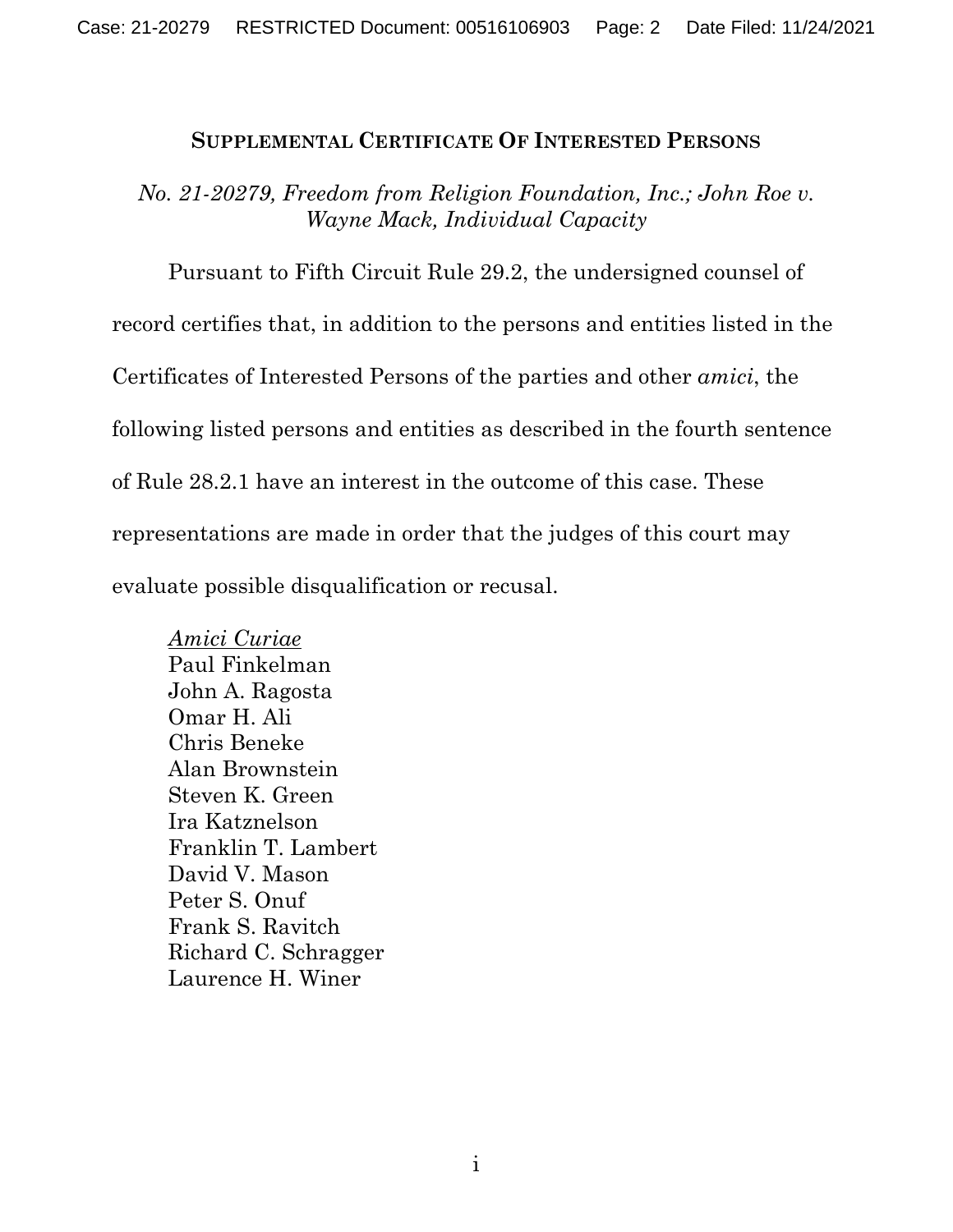## Supplemental Certificate Of Interested Persons

*No. 21-20279, Freedom from Religion Foundation, Inc.; John Roe v. Wayne Mack, Individual Capacity*

Pursuant to Fifth Circuit Rule 29.2, the undersigned counsel of record certifies that, in addition to the persons and entities listed in the Certificates of Interested Persons of the parties and other *amici*, the following listed persons and entities as described in the fourth sentence of Rule 28.2.1 have an interest in the outcome of this case. These representations are made in order that the judges of this court may evaluate possible disqualification or recusal.

*Amici Curiae*
Paul Finkelman
John A. Ragosta
Omar H. Ali
Chris Beneke
Alan Brownstein
Steven K. Green
Ira Katznelson
Franklin T. Lambert
David V. Mason
Peter S. Onuf
Frank S. Ravitch
Richard C. Schragger
Laurence H. Winer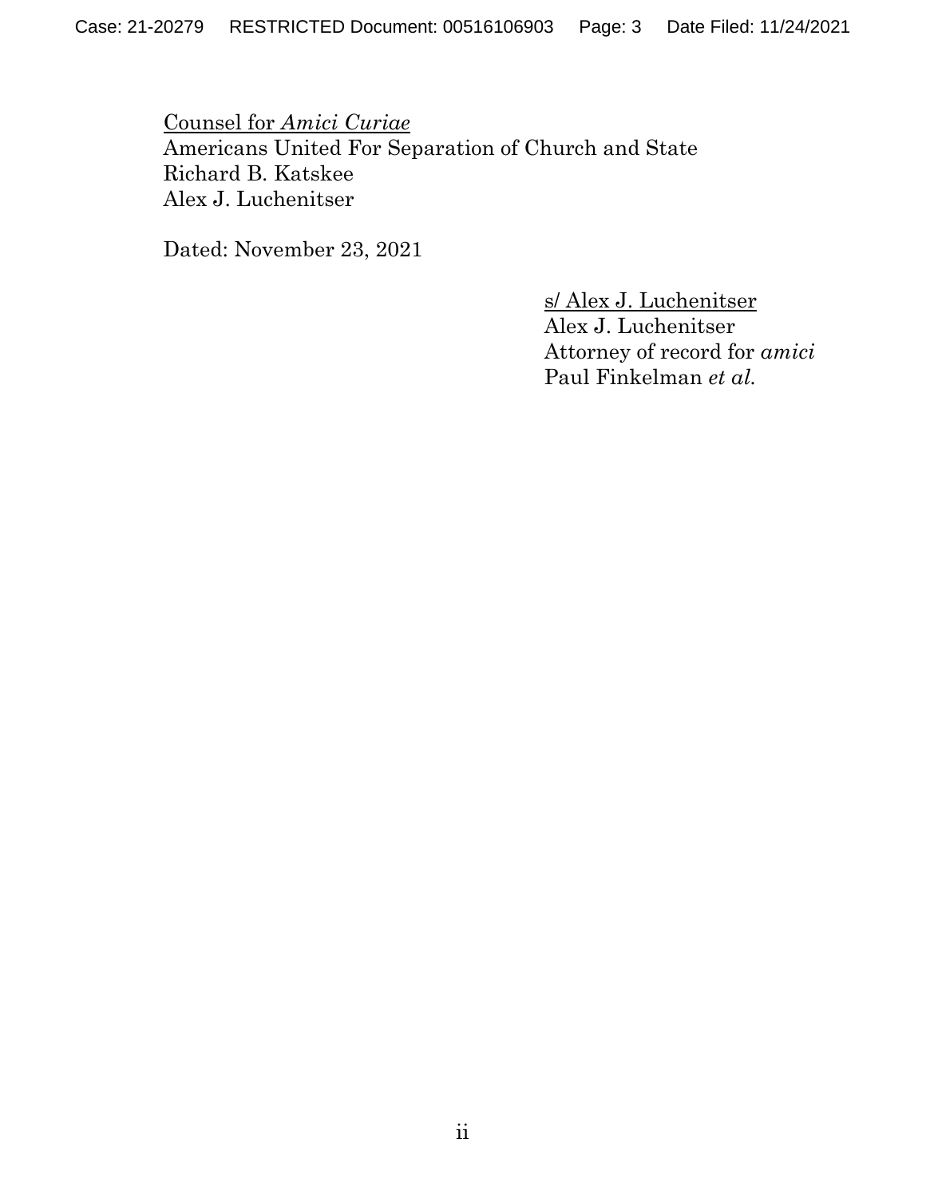<u>Counsel for *Amici Curiae*</u>
Americans United For Separation of Church and State
Richard B. Katskee
Alex J. Luchenitser

Dated: November 23, 2021

<u>s/ Alex J. Luchenitser</u>
Alex J. Luchenitser
Attorney of record for *amici*
Paul Finkelman *et al.*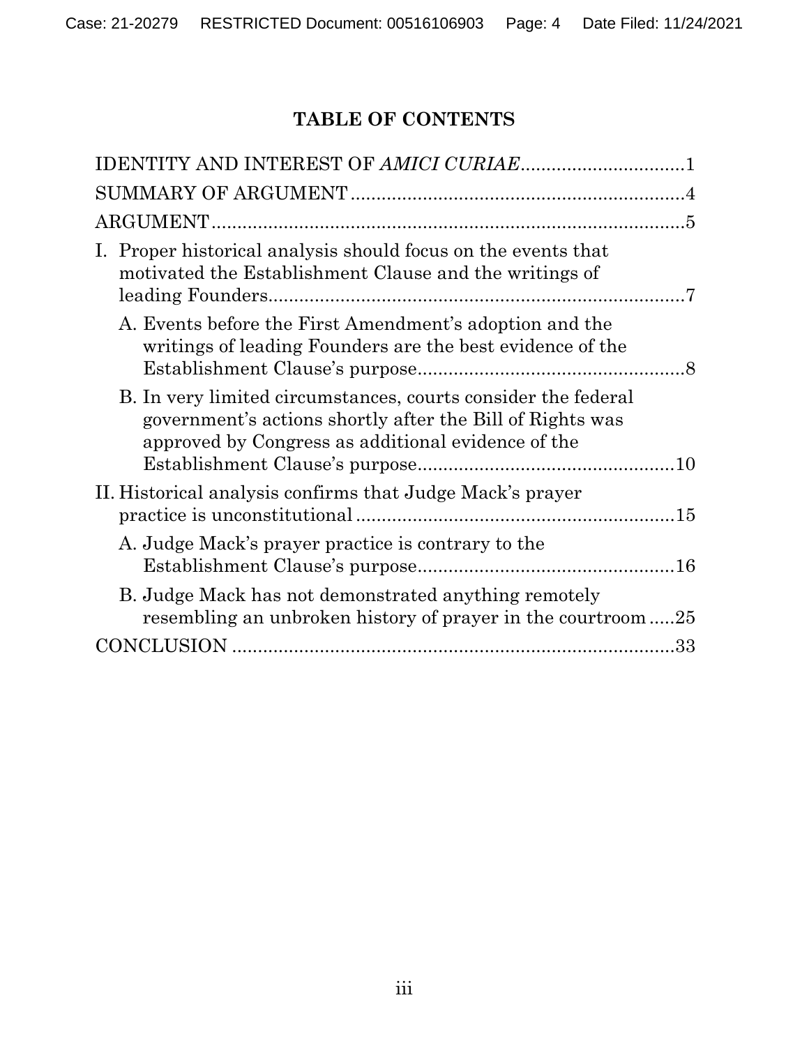# TABLE OF CONTENTS

IDENTITY AND INTEREST OF *AMICI CURIAE*................................1

SUMMARY OF ARGUMENT................................................................4

ARGUMENT............................................................................................5

I. Proper historical analysis should focus on the events that motivated the Establishment Clause and the writings of leading Founders..................................................................................7

   A. Events before the First Amendment's adoption and the writings of leading Founders are the best evidence of the Establishment Clause's purpose....................................................8

   B. In very limited circumstances, courts consider the federal government's actions shortly after the Bill of Rights was approved by Congress as additional evidence of the Establishment Clause's purpose..................................................10

II. Historical analysis confirms that Judge Mack's prayer practice is unconstitutional..............................................................15

   A. Judge Mack's prayer practice is contrary to the Establishment Clause's purpose..................................................16

   B. Judge Mack has not demonstrated anything remotely resembling an unbroken history of prayer in the courtroom.....25

CONCLUSION .......................................................................................33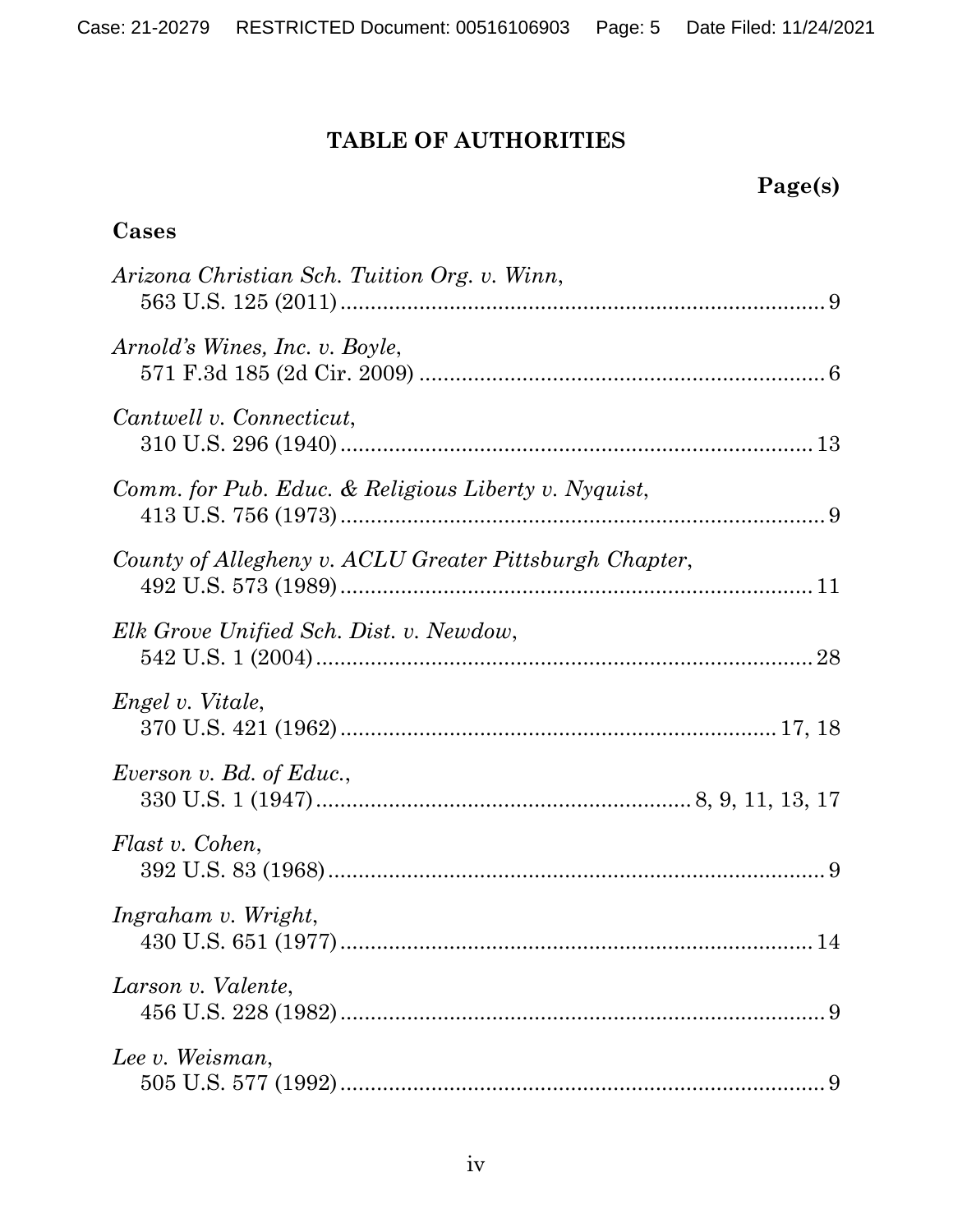# TABLE OF AUTHORITIES

**Page(s)**

**Cases**

*Arizona Christian Sch. Tuition Org. v. Winn*,
563 U.S. 125 (2011) ........ 9

*Arnold's Wines, Inc. v. Boyle*,
571 F.3d 185 (2d Cir. 2009) ........ 6

*Cantwell v. Connecticut*,
310 U.S. 296 (1940) ........ 13

*Comm. for Pub. Educ. & Religious Liberty v. Nyquist*,
413 U.S. 756 (1973) ........ 9

*County of Allegheny v. ACLU Greater Pittsburgh Chapter*,
492 U.S. 573 (1989) ........ 11

*Elk Grove Unified Sch. Dist. v. Newdow*,
542 U.S. 1 (2004) ........ 28

*Engel v. Vitale*,
370 U.S. 421 (1962) ........ 17, 18

*Everson v. Bd. of Educ.*,
330 U.S. 1 (1947) ........ 8, 9, 11, 13, 17

*Flast v. Cohen*,
392 U.S. 83 (1968) ........ 9

*Ingraham v. Wright*,
430 U.S. 651 (1977) ........ 14

*Larson v. Valente*,
456 U.S. 228 (1982) ........ 9

*Lee v. Weisman*,
505 U.S. 577 (1992) ........ 9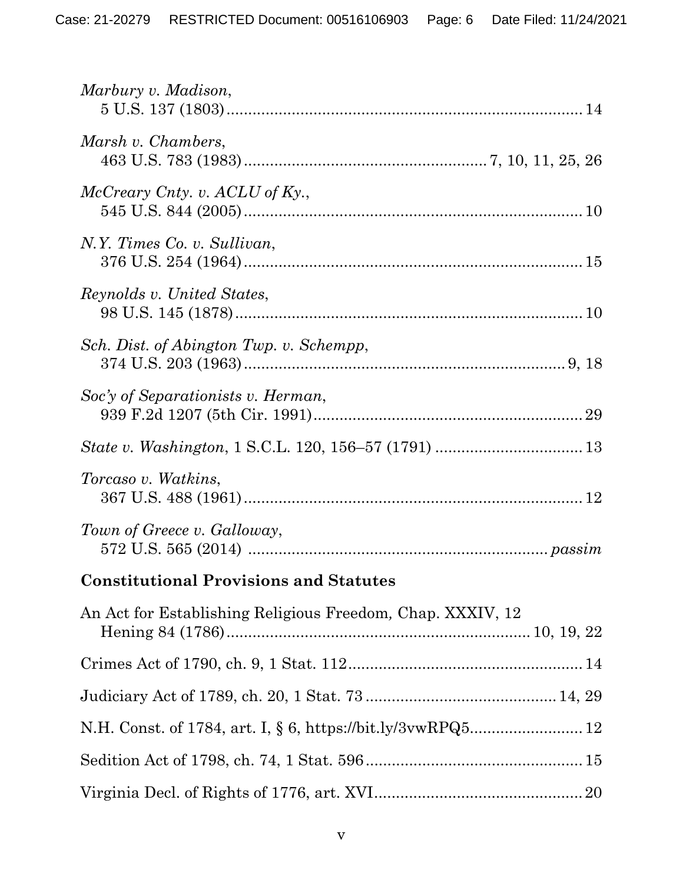*Marbury v. Madison*,
5 U.S. 137 (1803) ........................................................................ 14

*Marsh v. Chambers*,
463 U.S. 783 (1983) ........................................................ 7, 10, 11, 25, 26

*McCreary Cnty. v. ACLU of Ky.*,
545 U.S. 844 (2005) ........................................................................ 10

*N.Y. Times Co. v. Sullivan*,
376 U.S. 254 (1964) ........................................................................ 15

*Reynolds v. United States*,
98 U.S. 145 (1878) ........................................................................ 10

*Sch. Dist. of Abington Twp. v. Schempp*,
374 U.S. 203 (1963) ........................................................................ 9, 18

*Soc'y of Separationists v. Herman*,
939 F.2d 1207 (5th Cir. 1991) ........................................................ 29

*State v. Washington*, 1 S.C.L. 120, 156–57 (1791) ................................ 13

*Torcaso v. Watkins*,
367 U.S. 488 (1961) ........................................................................ 12

*Town of Greece v. Galloway*,
572 U.S. 565 (2014) ........................................................................ *passim*

**Constitutional Provisions and Statutes**

An Act for Establishing Religious Freedom, Chap. XXXIV, 12
Hening 84 (1786) ........................................................................ 10, 19, 22

Crimes Act of 1790, ch. 9, 1 Stat. 112 ................................................ 14

Judiciary Act of 1789, ch. 20, 1 Stat. 73 ........................................ 14, 29

N.H. Const. of 1784, art. I, § 6, https://bit.ly/3vwRPQ5 ......................... 12

Sedition Act of 1798, ch. 74, 1 Stat. 596 ............................................ 15

Virginia Decl. of Rights of 1776, art. XVI ........................................... 20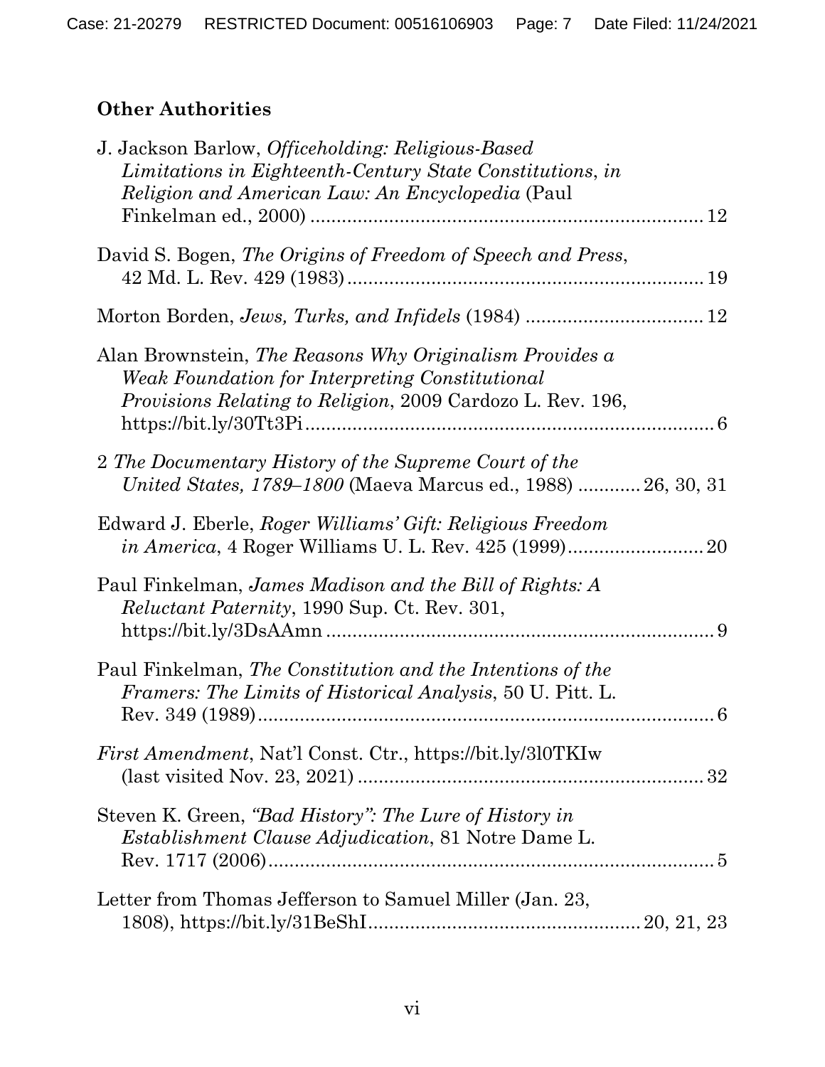## Other Authorities

J. Jackson Barlow, *Officeholding: Religious-Based Limitations in Eighteenth-Century State Constitutions*, *in Religion and American Law: An Encyclopedia* (Paul Finkelman ed., 2000) .......... 12

David S. Bogen, *The Origins of Freedom of Speech and Press*, 42 Md. L. Rev. 429 (1983) .......... 19

Morton Borden, *Jews, Turks, and Infidels* (1984) .......... 12

Alan Brownstein, *The Reasons Why Originalism Provides a Weak Foundation for Interpreting Constitutional Provisions Relating to Religion*, 2009 Cardozo L. Rev. 196, https://bit.ly/30Tt3Pi .......... 6

2 *The Documentary History of the Supreme Court of the United States, 1789–1800* (Maeva Marcus ed., 1988) .......... 26, 30, 31

Edward J. Eberle, *Roger Williams' Gift: Religious Freedom in America*, 4 Roger Williams U. L. Rev. 425 (1999) .......... 20

Paul Finkelman, *James Madison and the Bill of Rights: A Reluctant Paternity*, 1990 Sup. Ct. Rev. 301, https://bit.ly/3DsAAmn .......... 9

Paul Finkelman, *The Constitution and the Intentions of the Framers: The Limits of Historical Analysis*, 50 U. Pitt. L. Rev. 349 (1989) .......... 6

*First Amendment*, Nat'l Const. Ctr., https://bit.ly/3l0TKIw (last visited Nov. 23, 2021) .......... 32

Steven K. Green, *"Bad History": The Lure of History in Establishment Clause Adjudication*, 81 Notre Dame L. Rev. 1717 (2006) .......... 5

Letter from Thomas Jefferson to Samuel Miller (Jan. 23, 1808), https://bit.ly/31BeShI .......... 20, 21, 23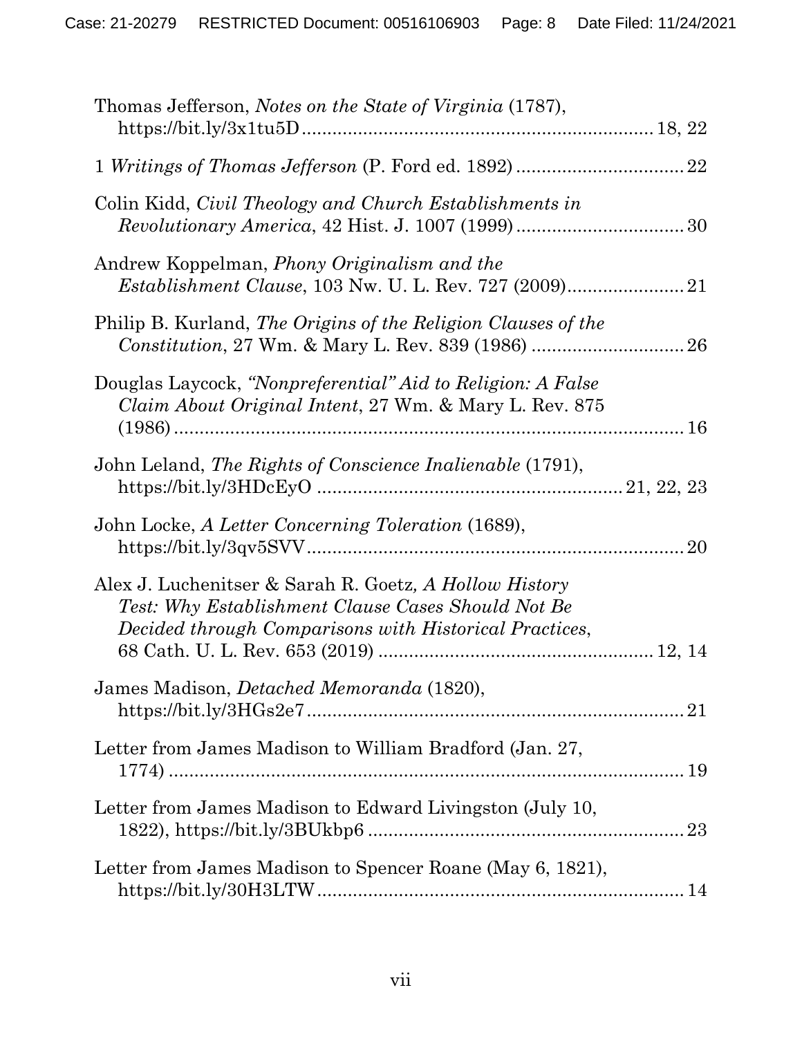Thomas Jefferson, *Notes on the State of Virginia* (1787), https://bit.ly/3x1tu5D .................................................................... 18, 22

1 *Writings of Thomas Jefferson* (P. Ford ed. 1892) ................................ 22

Colin Kidd, *Civil Theology and Church Establishments in Revolutionary America*, 42 Hist. J. 1007 (1999) ................................ 30

Andrew Koppelman, *Phony Originalism and the Establishment Clause*, 103 Nw. U. L. Rev. 727 (2009) ....................... 21

Philip B. Kurland, *The Origins of the Religion Clauses of the Constitution*, 27 Wm. & Mary L. Rev. 839 (1986) ............................. 26

Douglas Laycock, *"Nonpreferential" Aid to Religion: A False Claim About Original Intent*, 27 Wm. & Mary L. Rev. 875 (1986) ....................................................................................... 16

John Leland, *The Rights of Conscience Inalienable* (1791), https://bit.ly/3HDcEyO ........................................................ 21, 22, 23

John Locke, *A Letter Concerning Toleration* (1689), https://bit.ly/3qv5SVV .......................................................................... 20

Alex J. Luchenitser & Sarah R. Goetz, *A Hollow History Test: Why Establishment Clause Cases Should Not Be Decided through Comparisons with Historical Practices*, 68 Cath. U. L. Rev. 653 (2019) ..................................................... 12, 14

James Madison, *Detached Memoranda* (1820), https://bit.ly/3HGs2e7 .......................................................................... 21

Letter from James Madison to William Bradford (Jan. 27, 1774) ........................................................................................... 19

Letter from James Madison to Edward Livingston (July 10, 1822), https://bit.ly/3BUkbp6 ............................................................. 23

Letter from James Madison to Spencer Roane (May 6, 1821), https://bit.ly/30H3LTW ....................................................................... 14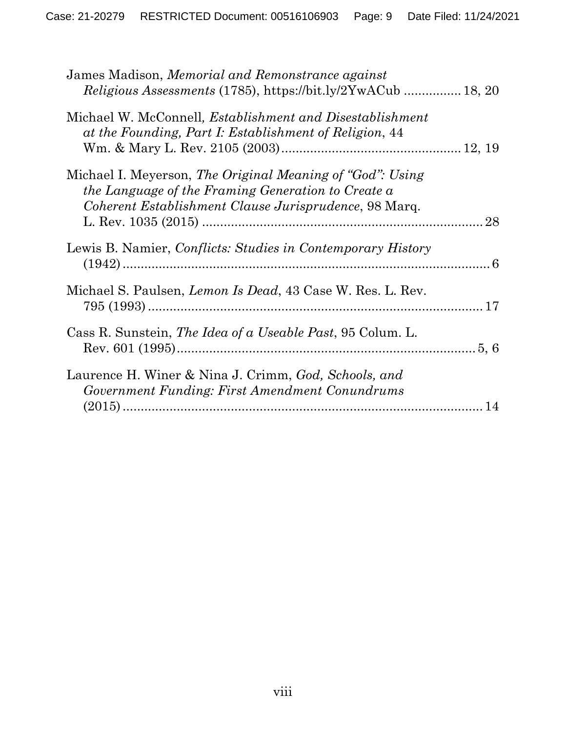James Madison, *Memorial and Remonstrance against Religious Assessments* (1785), https://bit.ly/2YwACub ............... 18, 20

Michael W. McConnell, *Establishment and Disestablishment at the Founding, Part I: Establishment of Religion*, 44 Wm. & Mary L. Rev. 2105 (2003)................................................ 12, 19

Michael I. Meyerson, *The Original Meaning of "God": Using the Language of the Framing Generation to Create a Coherent Establishment Clause Jurisprudence*, 98 Marq. L. Rev. 1035 (2015) ............................................................................. 28

Lewis B. Namier, *Conflicts: Studies in Contemporary History* (1942) ........................................................................................ 6

Michael S. Paulsen, *Lemon Is Dead*, 43 Case W. Res. L. Rev. 795 (1993) ............................................................................... 17

Cass R. Sunstein, *The Idea of a Useable Past*, 95 Colum. L. Rev. 601 (1995)................................................................... 5, 6

Laurence H. Winer & Nina J. Crimm, *God, Schools, and Government Funding: First Amendment Conundrums* (2015) ...................................................................................... 14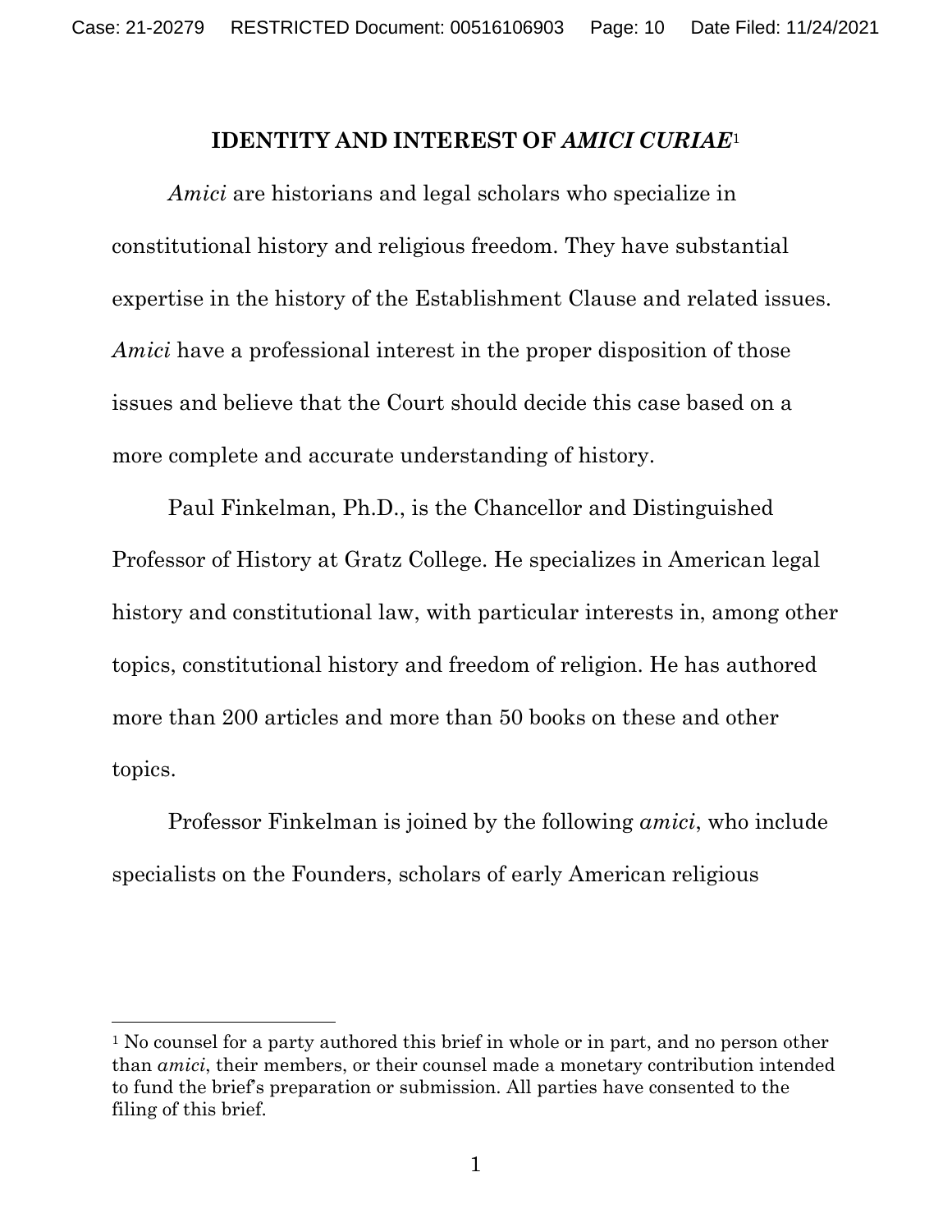## IDENTITY AND INTEREST OF *AMICI CURIAE*[1]

*Amici* are historians and legal scholars who specialize in constitutional history and religious freedom. They have substantial expertise in the history of the Establishment Clause and related issues. *Amici* have a professional interest in the proper disposition of those issues and believe that the Court should decide this case based on a more complete and accurate understanding of history.

Paul Finkelman, Ph.D., is the Chancellor and Distinguished Professor of History at Gratz College. He specializes in American legal history and constitutional law, with particular interests in, among other topics, constitutional history and freedom of religion. He has authored more than 200 articles and more than 50 books on these and other topics.

Professor Finkelman is joined by the following *amici*, who include specialists on the Founders, scholars of early American religious

---

[1] No counsel for a party authored this brief in whole or in part, and no person other than *amici*, their members, or their counsel made a monetary contribution intended to fund the brief's preparation or submission. All parties have consented to the filing of this brief.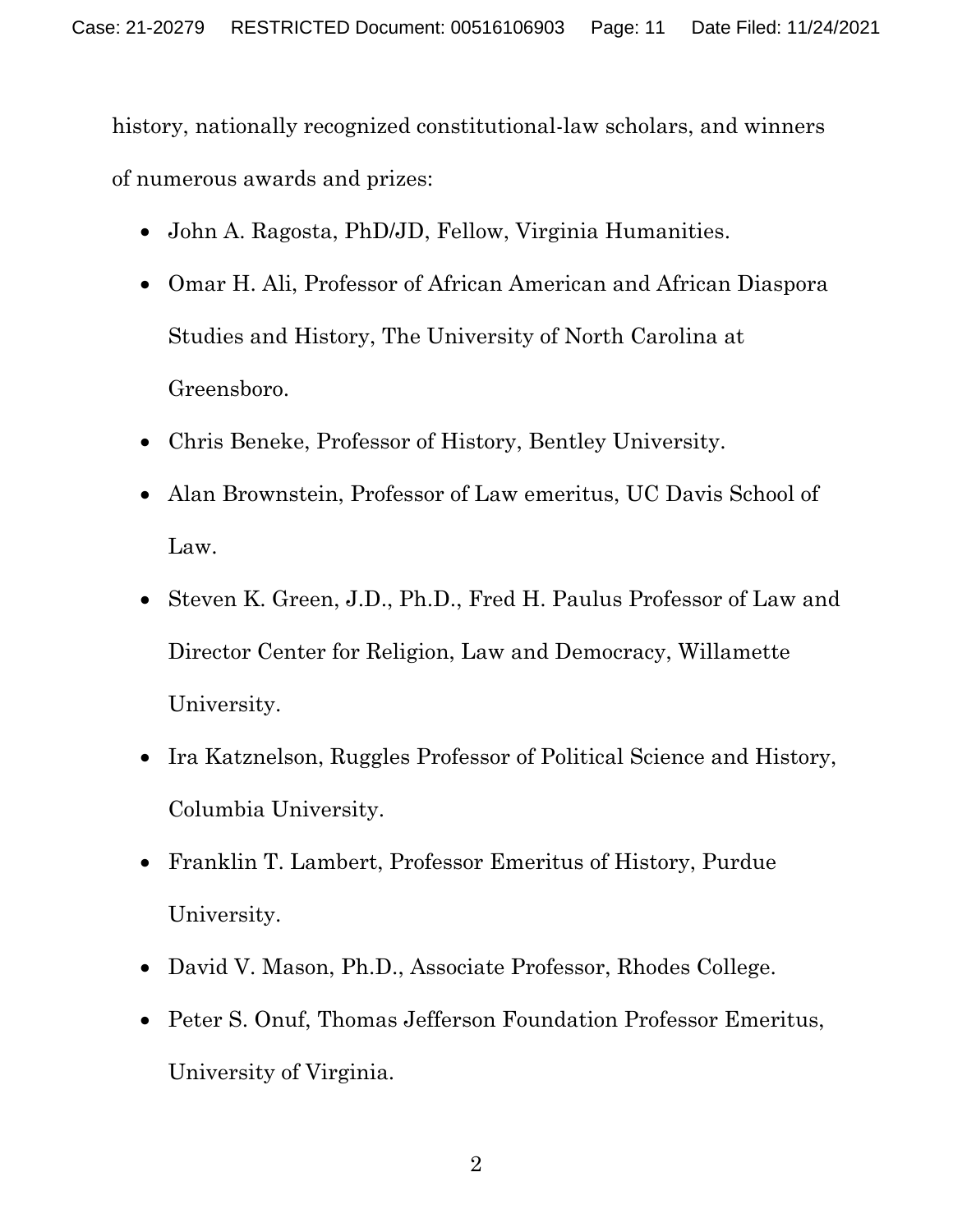history, nationally recognized constitutional-law scholars, and winners of numerous awards and prizes:

- John A. Ragosta, PhD/JD, Fellow, Virginia Humanities.
- Omar H. Ali, Professor of African American and African Diaspora Studies and History, The University of North Carolina at Greensboro.
- Chris Beneke, Professor of History, Bentley University.
- Alan Brownstein, Professor of Law emeritus, UC Davis School of Law.
- Steven K. Green, J.D., Ph.D., Fred H. Paulus Professor of Law and Director Center for Religion, Law and Democracy, Willamette University.
- Ira Katznelson, Ruggles Professor of Political Science and History, Columbia University.
- Franklin T. Lambert, Professor Emeritus of History, Purdue University.
- David V. Mason, Ph.D., Associate Professor, Rhodes College.
- Peter S. Onuf, Thomas Jefferson Foundation Professor Emeritus, University of Virginia.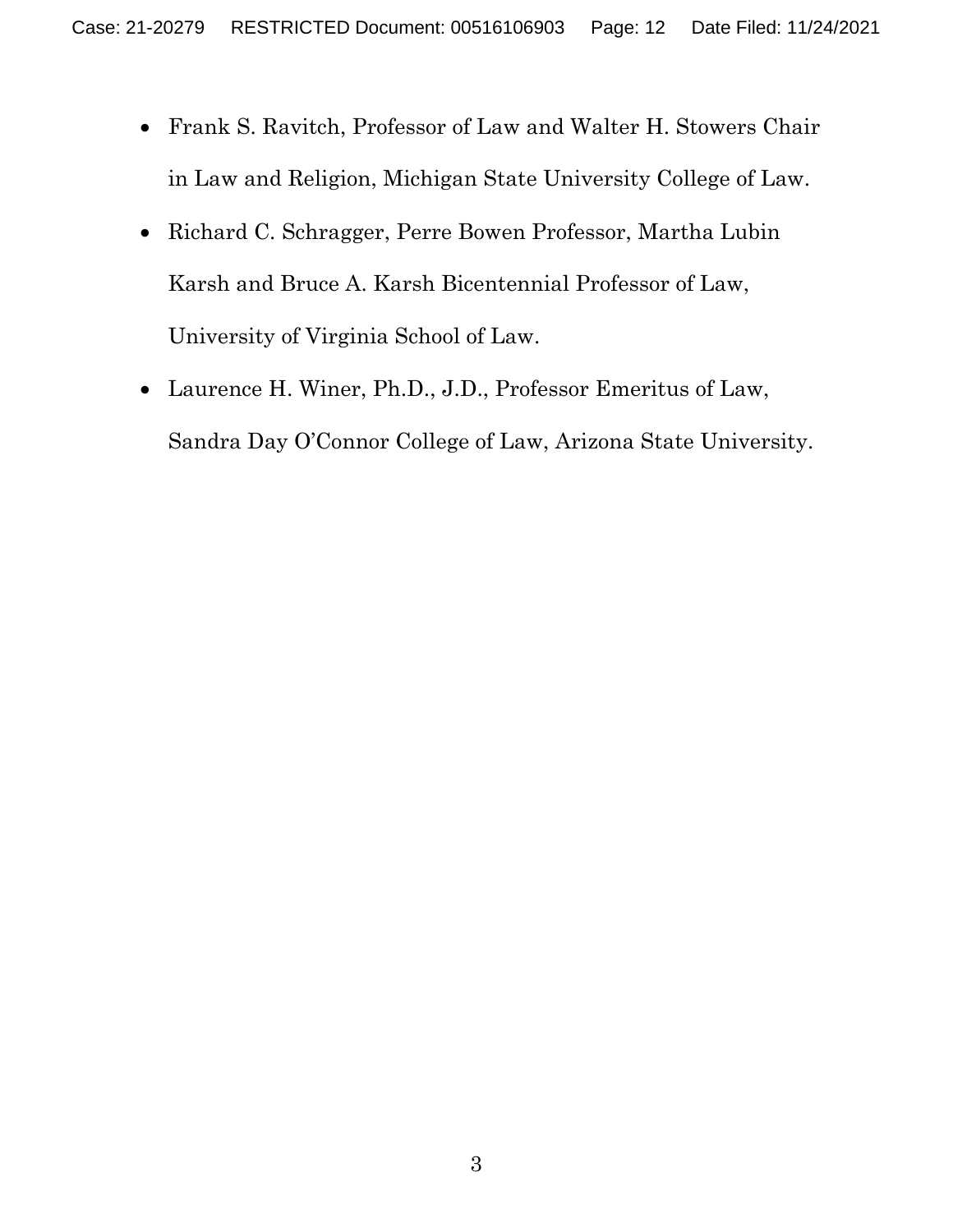- Frank S. Ravitch, Professor of Law and Walter H. Stowers Chair in Law and Religion, Michigan State University College of Law.
- Richard C. Schragger, Perre Bowen Professor, Martha Lubin Karsh and Bruce A. Karsh Bicentennial Professor of Law, University of Virginia School of Law.
- Laurence H. Winer, Ph.D., J.D., Professor Emeritus of Law, Sandra Day O'Connor College of Law, Arizona State University.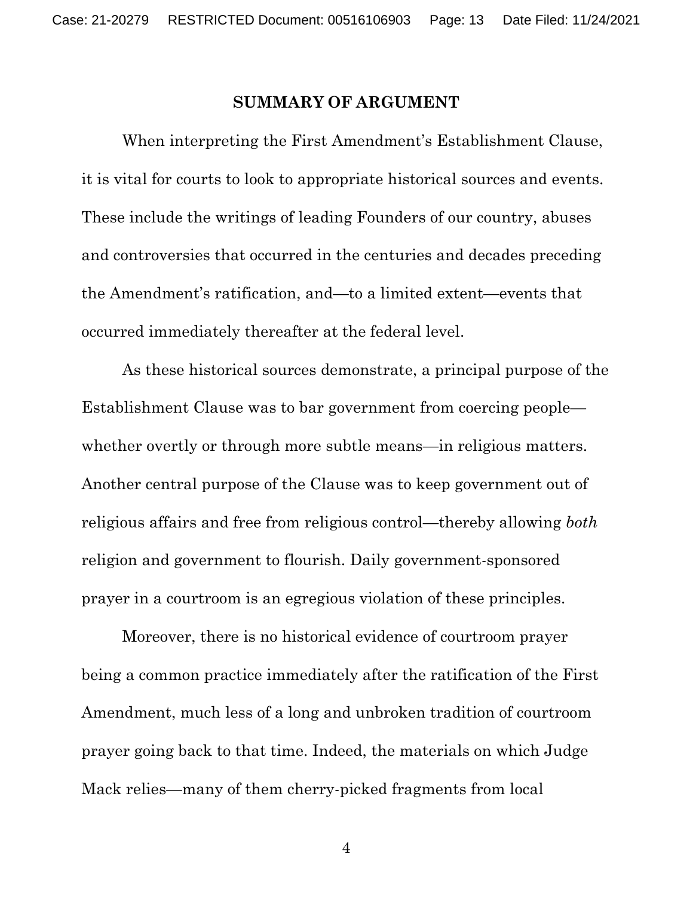## SUMMARY OF ARGUMENT

When interpreting the First Amendment's Establishment Clause, it is vital for courts to look to appropriate historical sources and events. These include the writings of leading Founders of our country, abuses and controversies that occurred in the centuries and decades preceding the Amendment's ratification, and—to a limited extent—events that occurred immediately thereafter at the federal level.

As these historical sources demonstrate, a principal purpose of the Establishment Clause was to bar government from coercing people—whether overtly or through more subtle means—in religious matters. Another central purpose of the Clause was to keep government out of religious affairs and free from religious control—thereby allowing *both* religion and government to flourish. Daily government-sponsored prayer in a courtroom is an egregious violation of these principles.

Moreover, there is no historical evidence of courtroom prayer being a common practice immediately after the ratification of the First Amendment, much less of a long and unbroken tradition of courtroom prayer going back to that time. Indeed, the materials on which Judge Mack relies—many of them cherry-picked fragments from local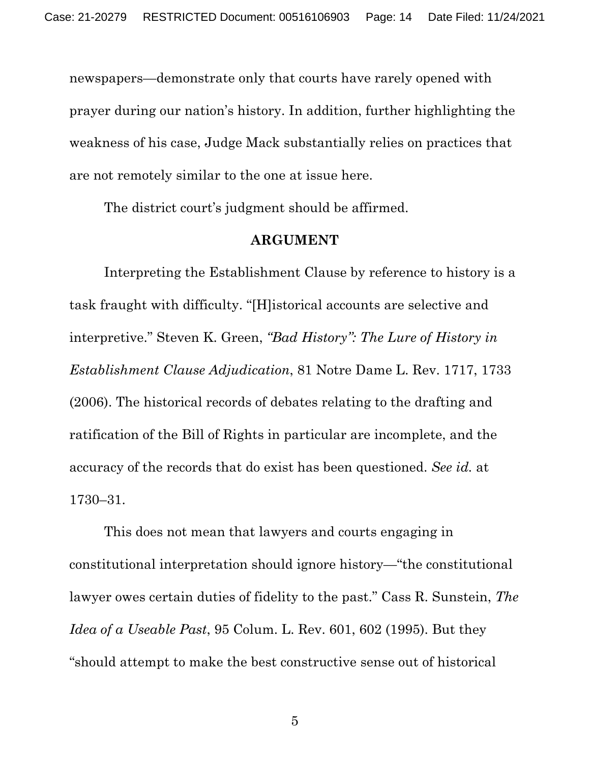newspapers—demonstrate only that courts have rarely opened with prayer during our nation's history. In addition, further highlighting the weakness of his case, Judge Mack substantially relies on practices that are not remotely similar to the one at issue here.

The district court's judgment should be affirmed.

## ARGUMENT

Interpreting the Establishment Clause by reference to history is a task fraught with difficulty. "[H]istorical accounts are selective and interpretive." Steven K. Green, *"Bad History": The Lure of History in Establishment Clause Adjudication*, 81 Notre Dame L. Rev. 1717, 1733 (2006). The historical records of debates relating to the drafting and ratification of the Bill of Rights in particular are incomplete, and the accuracy of the records that do exist has been questioned. *See id.* at 1730–31.

This does not mean that lawyers and courts engaging in constitutional interpretation should ignore history—"the constitutional lawyer owes certain duties of fidelity to the past." Cass R. Sunstein, *The Idea of a Useable Past*, 95 Colum. L. Rev. 601, 602 (1995). But they "should attempt to make the best constructive sense out of historical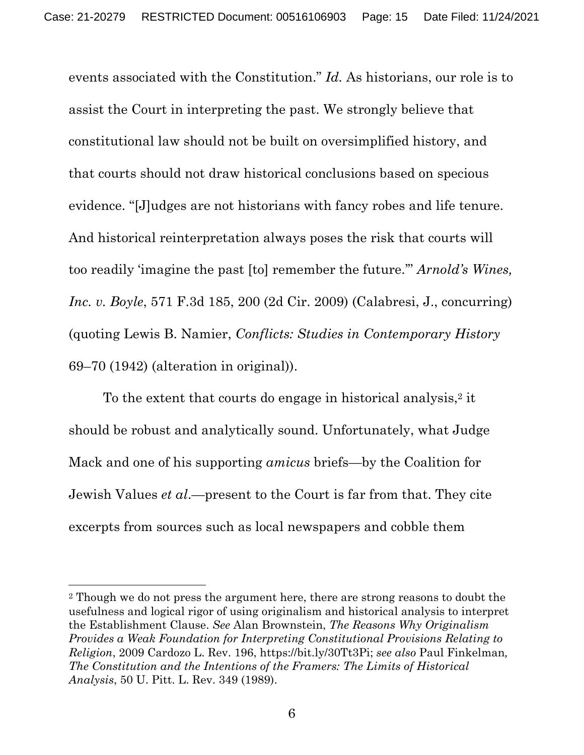events associated with the Constitution." *Id.* As historians, our role is to assist the Court in interpreting the past. We strongly believe that constitutional law should not be built on oversimplified history, and that courts should not draw historical conclusions based on specious evidence. "[J]udges are not historians with fancy robes and life tenure. And historical reinterpretation always poses the risk that courts will too readily 'imagine the past [to] remember the future.'" *Arnold's Wines, Inc. v. Boyle*, 571 F.3d 185, 200 (2d Cir. 2009) (Calabresi, J., concurring) (quoting Lewis B. Namier, *Conflicts: Studies in Contemporary History* 69–70 (1942) (alteration in original)).

To the extent that courts do engage in historical analysis,[2] it should be robust and analytically sound. Unfortunately, what Judge Mack and one of his supporting *amicus* briefs—by the Coalition for Jewish Values *et al*.—present to the Court is far from that. They cite excerpts from sources such as local newspapers and cobble them

---

[2] Though we do not press the argument here, there are strong reasons to doubt the usefulness and logical rigor of using originalism and historical analysis to interpret the Establishment Clause. *See* Alan Brownstein, *The Reasons Why Originalism Provides a Weak Foundation for Interpreting Constitutional Provisions Relating to Religion*, 2009 Cardozo L. Rev. 196, https://bit.ly/30Tt3Pi; *see also* Paul Finkelman, *The Constitution and the Intentions of the Framers: The Limits of Historical Analysis*, 50 U. Pitt. L. Rev. 349 (1989).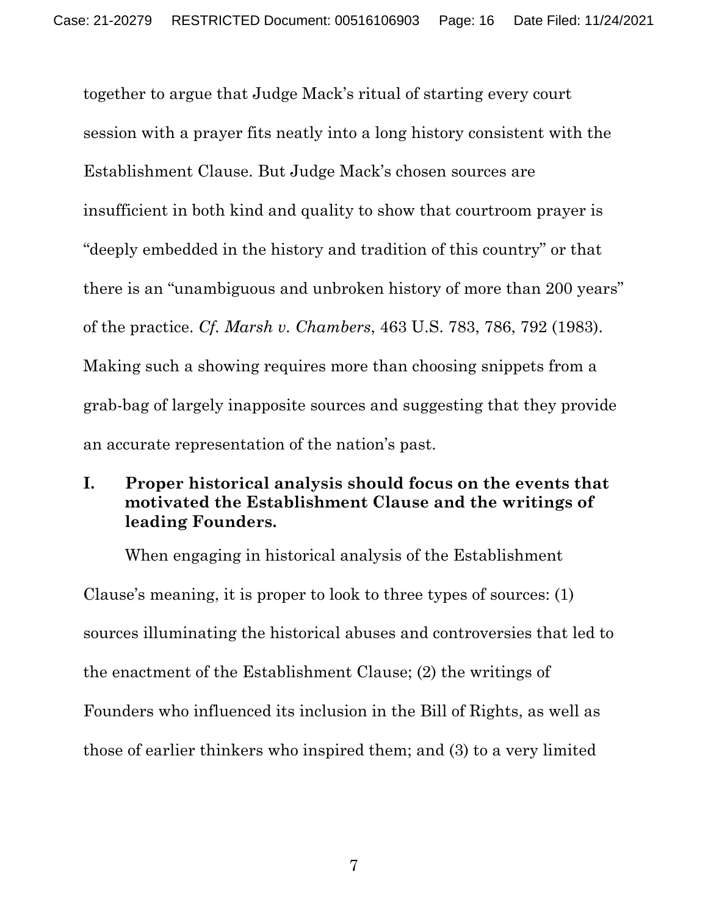together to argue that Judge Mack's ritual of starting every court session with a prayer fits neatly into a long history consistent with the Establishment Clause. But Judge Mack's chosen sources are insufficient in both kind and quality to show that courtroom prayer is "deeply embedded in the history and tradition of this country" or that there is an "unambiguous and unbroken history of more than 200 years" of the practice. *Cf. Marsh v. Chambers*, 463 U.S. 783, 786, 792 (1983). Making such a showing requires more than choosing snippets from a grab-bag of largely inapposite sources and suggesting that they provide an accurate representation of the nation's past.

## I. Proper historical analysis should focus on the events that motivated the Establishment Clause and the writings of leading Founders.

When engaging in historical analysis of the Establishment Clause's meaning, it is proper to look to three types of sources: (1) sources illuminating the historical abuses and controversies that led to the enactment of the Establishment Clause; (2) the writings of Founders who influenced its inclusion in the Bill of Rights, as well as those of earlier thinkers who inspired them; and (3) to a very limited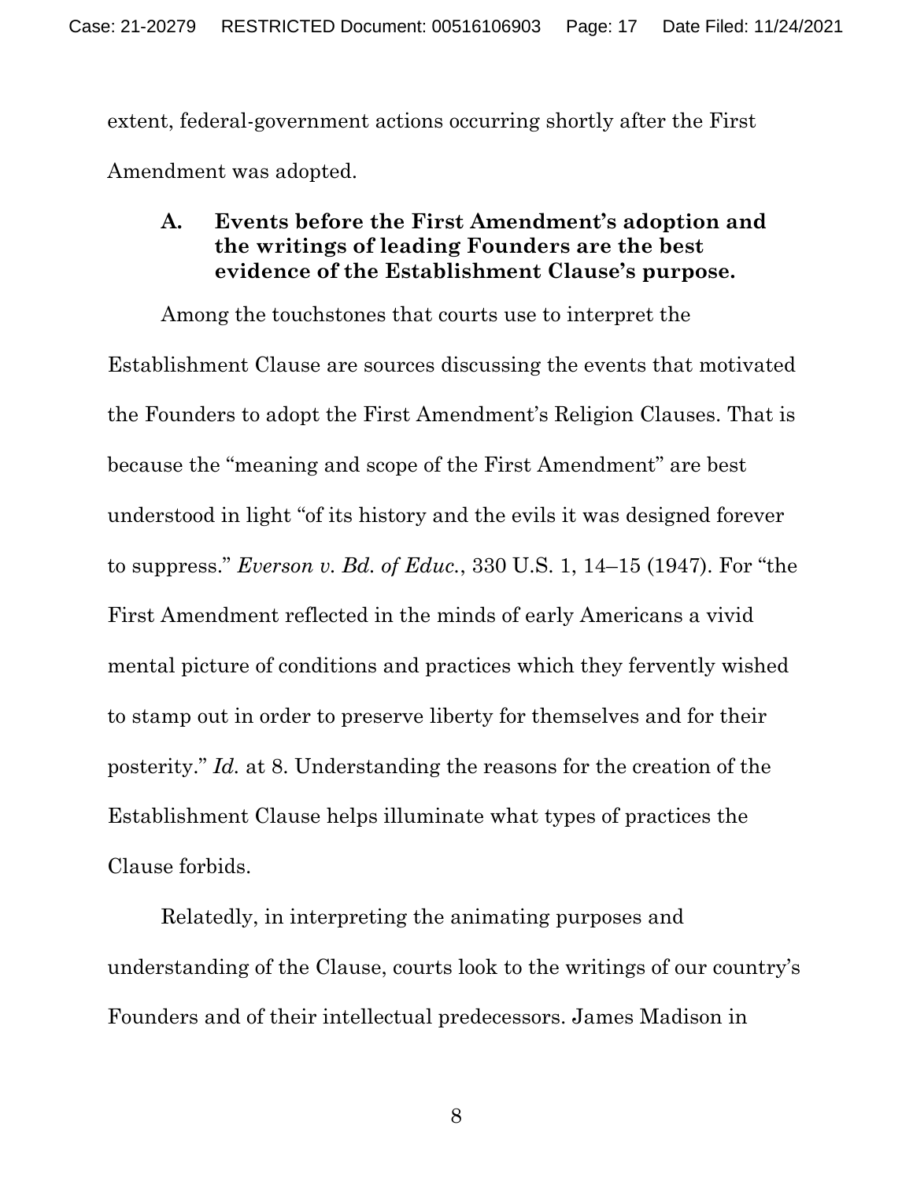extent, federal-government actions occurring shortly after the First Amendment was adopted.

### A. Events before the First Amendment's adoption and the writings of leading Founders are the best evidence of the Establishment Clause's purpose.

Among the touchstones that courts use to interpret the Establishment Clause are sources discussing the events that motivated the Founders to adopt the First Amendment's Religion Clauses. That is because the "meaning and scope of the First Amendment" are best understood in light "of its history and the evils it was designed forever to suppress." *Everson v. Bd. of Educ.*, 330 U.S. 1, 14–15 (1947). For "the First Amendment reflected in the minds of early Americans a vivid mental picture of conditions and practices which they fervently wished to stamp out in order to preserve liberty for themselves and for their posterity." *Id.* at 8. Understanding the reasons for the creation of the Establishment Clause helps illuminate what types of practices the Clause forbids.

Relatedly, in interpreting the animating purposes and understanding of the Clause, courts look to the writings of our country's Founders and of their intellectual predecessors. James Madison in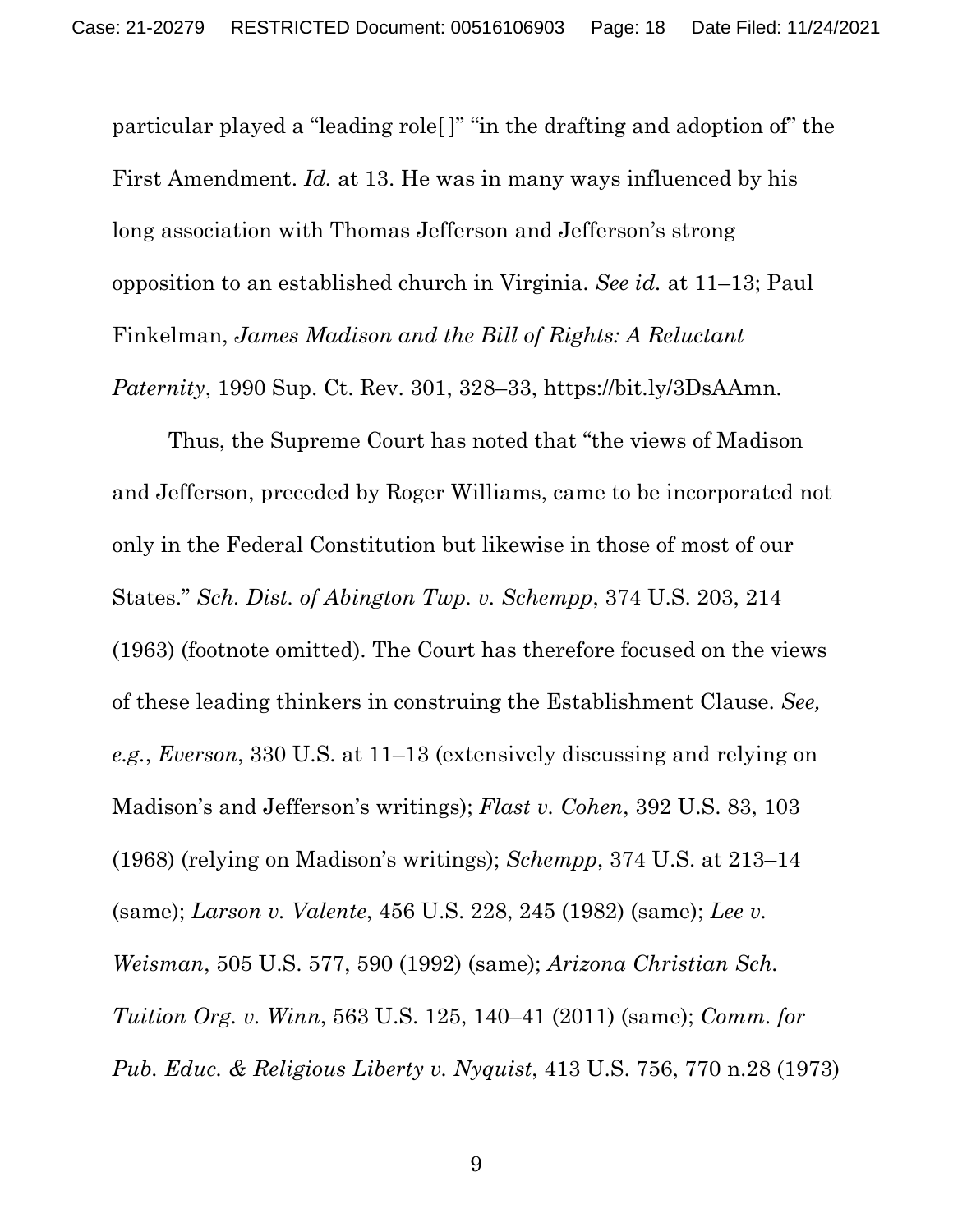particular played a "leading role[ ]" "in the drafting and adoption of" the First Amendment. *Id.* at 13. He was in many ways influenced by his long association with Thomas Jefferson and Jefferson's strong opposition to an established church in Virginia. *See id.* at 11–13; Paul Finkelman, *James Madison and the Bill of Rights: A Reluctant Paternity*, 1990 Sup. Ct. Rev. 301, 328–33, https://bit.ly/3DsAAmn.

Thus, the Supreme Court has noted that "the views of Madison and Jefferson, preceded by Roger Williams, came to be incorporated not only in the Federal Constitution but likewise in those of most of our States." *Sch. Dist. of Abington Twp. v. Schempp*, 374 U.S. 203, 214 (1963) (footnote omitted). The Court has therefore focused on the views of these leading thinkers in construing the Establishment Clause. *See, e.g.*, *Everson*, 330 U.S. at 11–13 (extensively discussing and relying on Madison's and Jefferson's writings); *Flast v. Cohen*, 392 U.S. 83, 103 (1968) (relying on Madison's writings); *Schempp*, 374 U.S. at 213–14 (same); *Larson v. Valente*, 456 U.S. 228, 245 (1982) (same); *Lee v. Weisman*, 505 U.S. 577, 590 (1992) (same); *Arizona Christian Sch. Tuition Org. v. Winn*, 563 U.S. 125, 140–41 (2011) (same); *Comm. for Pub. Educ. & Religious Liberty v. Nyquist*, 413 U.S. 756, 770 n.28 (1973)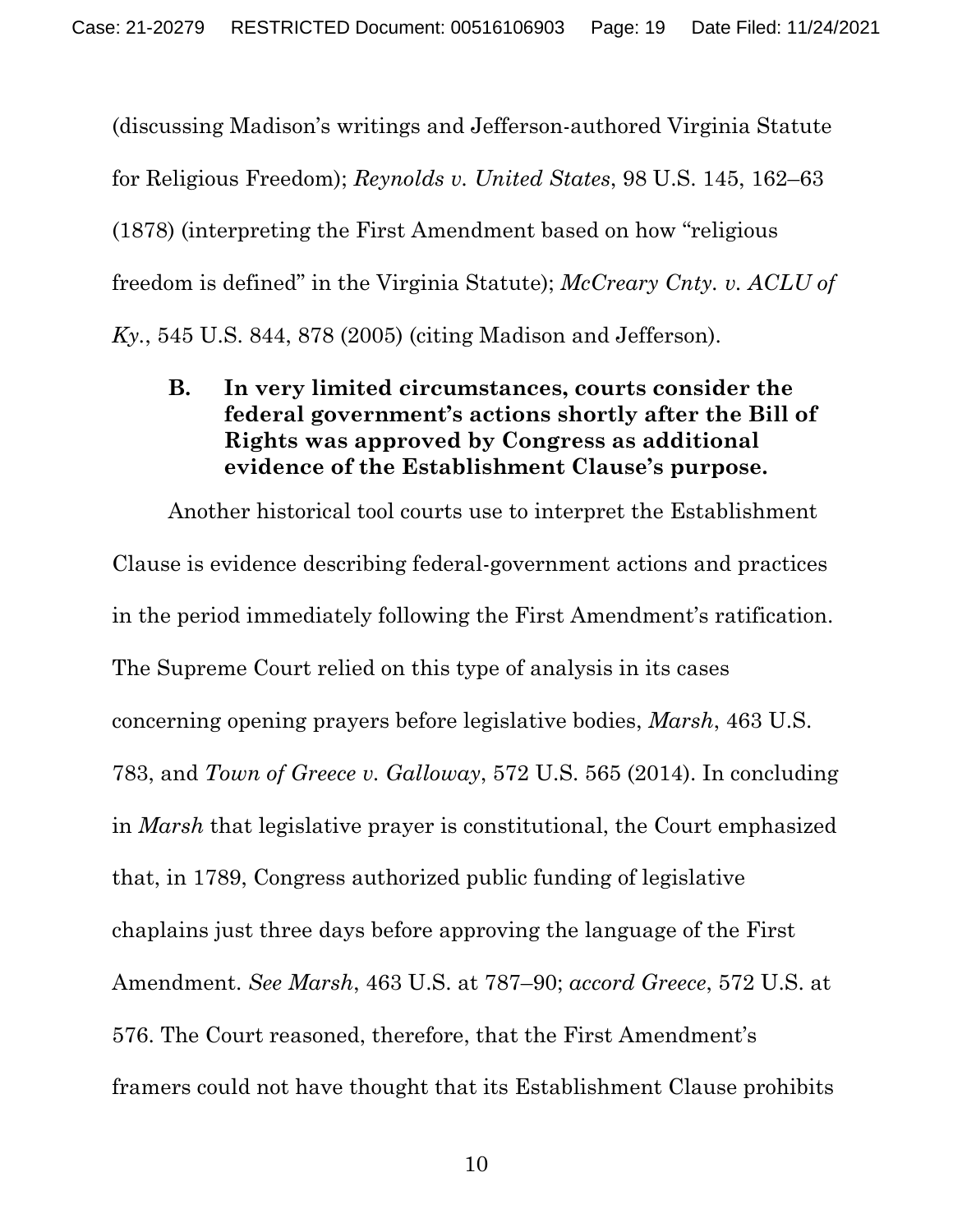(discussing Madison's writings and Jefferson-authored Virginia Statute for Religious Freedom); *Reynolds v. United States*, 98 U.S. 145, 162–63 (1878) (interpreting the First Amendment based on how "religious freedom is defined" in the Virginia Statute); *McCreary Cnty. v. ACLU of Ky.*, 545 U.S. 844, 878 (2005) (citing Madison and Jefferson).

### B. In very limited circumstances, courts consider the federal government's actions shortly after the Bill of Rights was approved by Congress as additional evidence of the Establishment Clause's purpose.

Another historical tool courts use to interpret the Establishment Clause is evidence describing federal-government actions and practices in the period immediately following the First Amendment's ratification. The Supreme Court relied on this type of analysis in its cases concerning opening prayers before legislative bodies, *Marsh*, 463 U.S. 783, and *Town of Greece v. Galloway*, 572 U.S. 565 (2014). In concluding in *Marsh* that legislative prayer is constitutional, the Court emphasized that, in 1789, Congress authorized public funding of legislative chaplains just three days before approving the language of the First Amendment. *See Marsh*, 463 U.S. at 787–90; *accord Greece*, 572 U.S. at 576. The Court reasoned, therefore, that the First Amendment's framers could not have thought that its Establishment Clause prohibits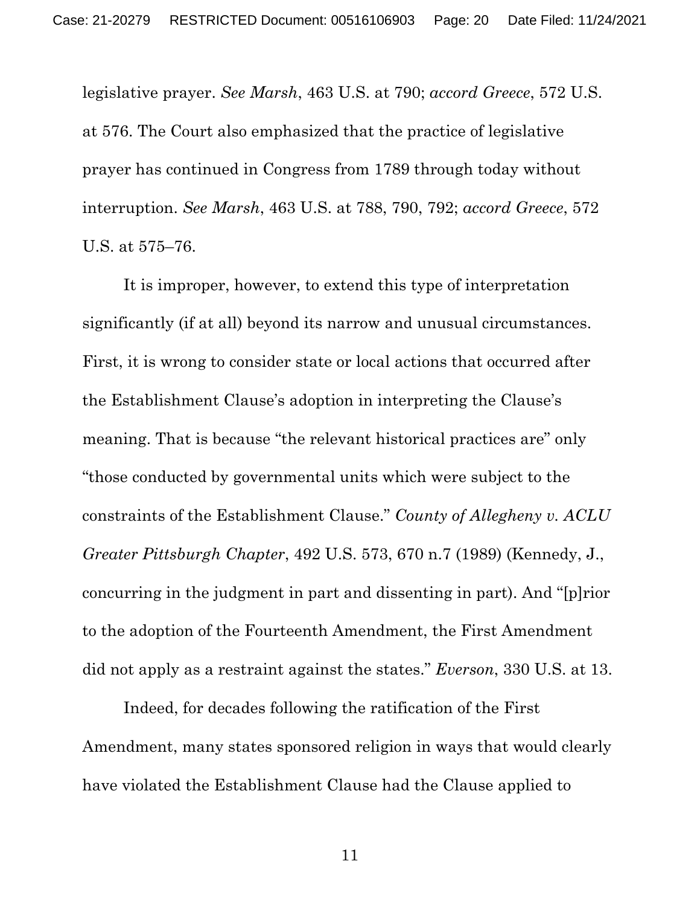legislative prayer. *See Marsh*, 463 U.S. at 790; *accord Greece*, 572 U.S. at 576. The Court also emphasized that the practice of legislative prayer has continued in Congress from 1789 through today without interruption. *See Marsh*, 463 U.S. at 788, 790, 792; *accord Greece*, 572 U.S. at 575–76.

It is improper, however, to extend this type of interpretation significantly (if at all) beyond its narrow and unusual circumstances. First, it is wrong to consider state or local actions that occurred after the Establishment Clause's adoption in interpreting the Clause's meaning. That is because "the relevant historical practices are" only "those conducted by governmental units which were subject to the constraints of the Establishment Clause." *County of Allegheny v. ACLU Greater Pittsburgh Chapter*, 492 U.S. 573, 670 n.7 (1989) (Kennedy, J., concurring in the judgment in part and dissenting in part). And "[p]rior to the adoption of the Fourteenth Amendment, the First Amendment did not apply as a restraint against the states." *Everson*, 330 U.S. at 13.

Indeed, for decades following the ratification of the First Amendment, many states sponsored religion in ways that would clearly have violated the Establishment Clause had the Clause applied to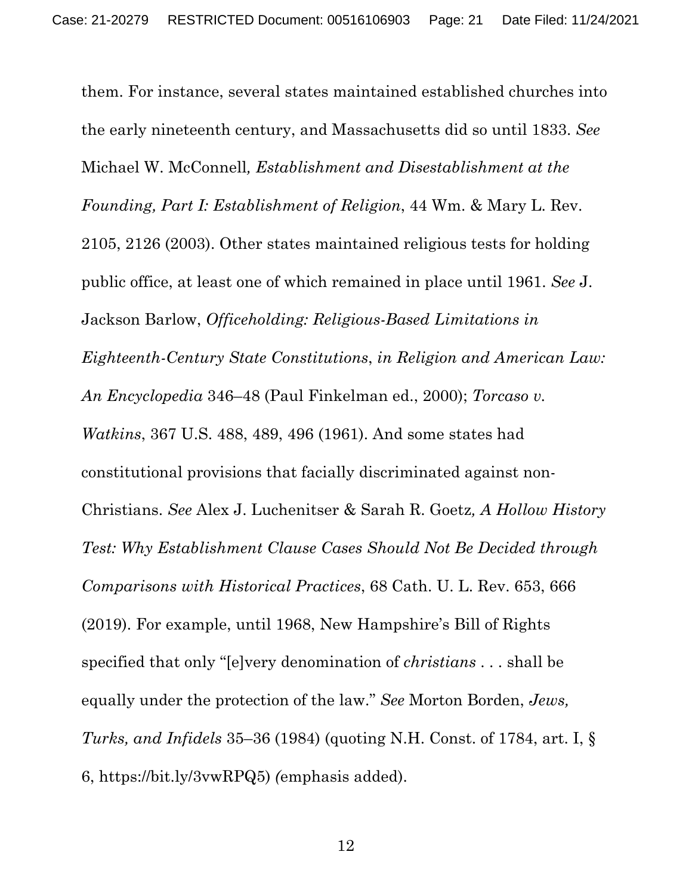them. For instance, several states maintained established churches into the early nineteenth century, and Massachusetts did so until 1833. *See* Michael W. McConnell*, Establishment and Disestablishment at the Founding, Part I: Establishment of Religion*, 44 Wm. & Mary L. Rev. 2105, 2126 (2003). Other states maintained religious tests for holding public office, at least one of which remained in place until 1961. *See* J. Jackson Barlow, *Officeholding: Religious-Based Limitations in Eighteenth-Century State Constitutions*, *in Religion and American Law: An Encyclopedia* 346–48 (Paul Finkelman ed., 2000); *Torcaso v. Watkins*, 367 U.S. 488, 489, 496 (1961). And some states had constitutional provisions that facially discriminated against non-Christians. *See* Alex J. Luchenitser & Sarah R. Goetz*, A Hollow History Test: Why Establishment Clause Cases Should Not Be Decided through Comparisons with Historical Practices*, 68 Cath. U. L. Rev. 653, 666 (2019). For example, until 1968, New Hampshire's Bill of Rights specified that only "[e]very denomination of *christians* . . . shall be equally under the protection of the law." *See* Morton Borden, *Jews, Turks, and Infidels* 35–36 (1984) (quoting N.H. Const. of 1784, art. I, § 6, https://bit.ly/3vwRPQ5) *(*emphasis added).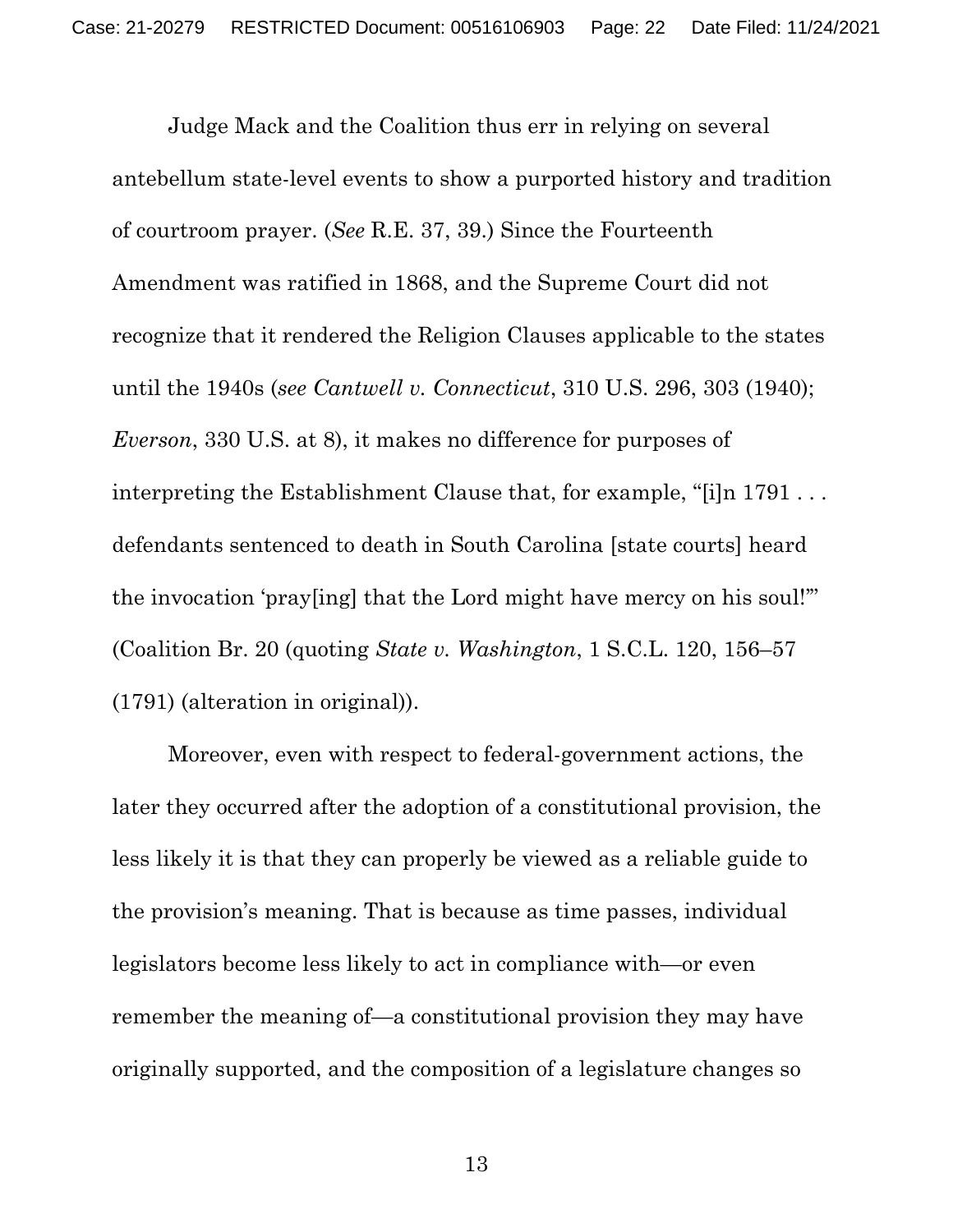Judge Mack and the Coalition thus err in relying on several antebellum state-level events to show a purported history and tradition of courtroom prayer. (*See* R.E. 37, 39.) Since the Fourteenth Amendment was ratified in 1868, and the Supreme Court did not recognize that it rendered the Religion Clauses applicable to the states until the 1940s (*see Cantwell v. Connecticut*, 310 U.S. 296, 303 (1940); *Everson*, 330 U.S. at 8), it makes no difference for purposes of interpreting the Establishment Clause that, for example, "[i]n 1791 . . . defendants sentenced to death in South Carolina [state courts] heard the invocation 'pray[ing] that the Lord might have mercy on his soul!'" (Coalition Br. 20 (quoting *State v. Washington*, 1 S.C.L. 120, 156–57 (1791) (alteration in original)).

Moreover, even with respect to federal-government actions, the later they occurred after the adoption of a constitutional provision, the less likely it is that they can properly be viewed as a reliable guide to the provision's meaning. That is because as time passes, individual legislators become less likely to act in compliance with—or even remember the meaning of—a constitutional provision they may have originally supported, and the composition of a legislature changes so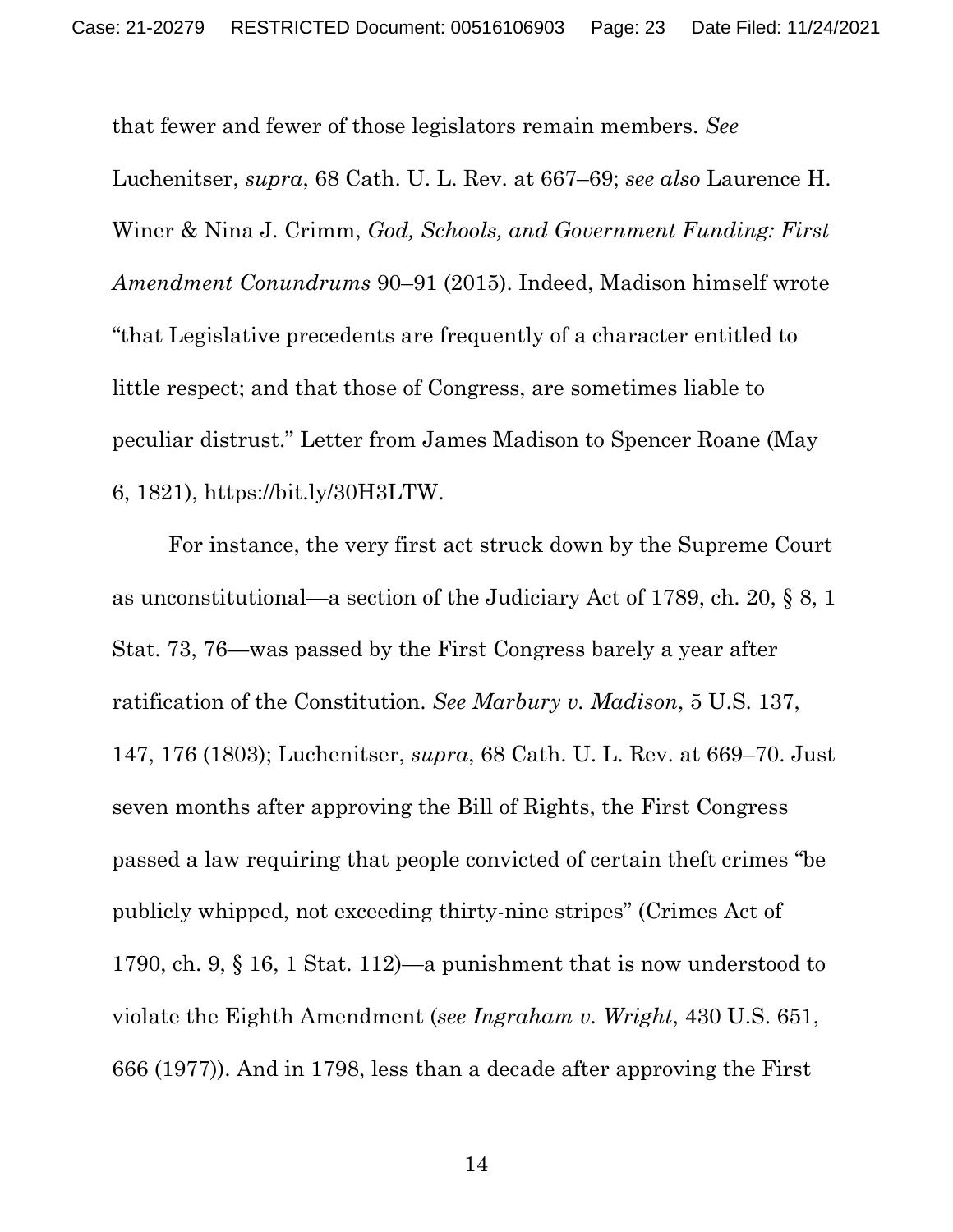that fewer and fewer of those legislators remain members. *See* Luchenitser, *supra*, 68 Cath. U. L. Rev. at 667–69; *see also* Laurence H. Winer & Nina J. Crimm, *God, Schools, and Government Funding: First Amendment Conundrums* 90–91 (2015). Indeed, Madison himself wrote "that Legislative precedents are frequently of a character entitled to little respect; and that those of Congress, are sometimes liable to peculiar distrust." Letter from James Madison to Spencer Roane (May 6, 1821), https://bit.ly/30H3LTW.

For instance, the very first act struck down by the Supreme Court as unconstitutional—a section of the Judiciary Act of 1789, ch. 20, § 8, 1 Stat. 73, 76—was passed by the First Congress barely a year after ratification of the Constitution. *See Marbury v. Madison*, 5 U.S. 137, 147, 176 (1803); Luchenitser, *supra*, 68 Cath. U. L. Rev. at 669–70. Just seven months after approving the Bill of Rights, the First Congress passed a law requiring that people convicted of certain theft crimes "be publicly whipped, not exceeding thirty-nine stripes" (Crimes Act of 1790, ch. 9, § 16, 1 Stat. 112)—a punishment that is now understood to violate the Eighth Amendment (*see Ingraham v. Wright*, 430 U.S. 651, 666 (1977)). And in 1798, less than a decade after approving the First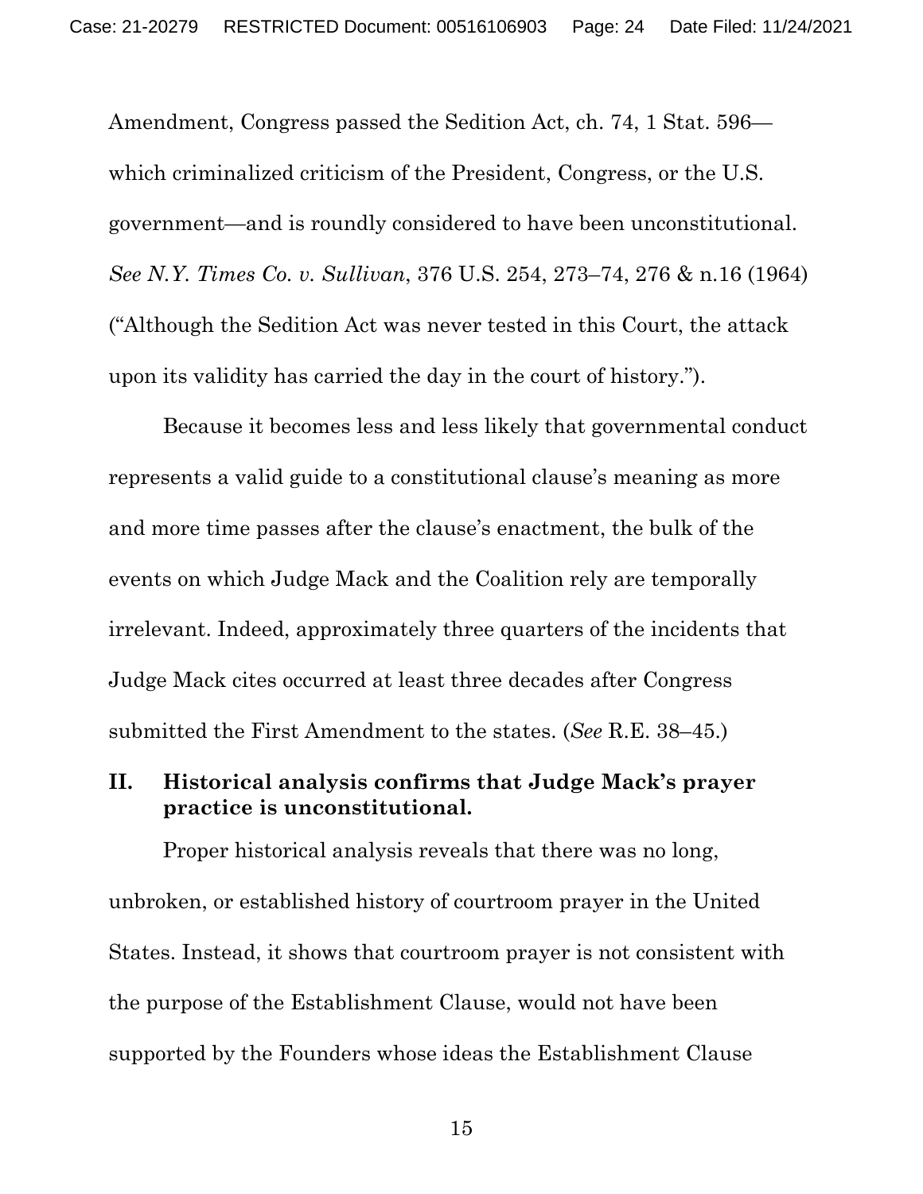Amendment, Congress passed the Sedition Act, ch. 74, 1 Stat. 596—which criminalized criticism of the President, Congress, or the U.S. government—and is roundly considered to have been unconstitutional. *See N.Y. Times Co. v. Sullivan*, 376 U.S. 254, 273–74, 276 & n.16 (1964) ("Although the Sedition Act was never tested in this Court, the attack upon its validity has carried the day in the court of history.").

Because it becomes less and less likely that governmental conduct represents a valid guide to a constitutional clause's meaning as more and more time passes after the clause's enactment, the bulk of the events on which Judge Mack and the Coalition rely are temporally irrelevant. Indeed, approximately three quarters of the incidents that Judge Mack cites occurred at least three decades after Congress submitted the First Amendment to the states. (*See* R.E. 38–45.)

## II. Historical analysis confirms that Judge Mack's prayer practice is unconstitutional.

Proper historical analysis reveals that there was no long, unbroken, or established history of courtroom prayer in the United States. Instead, it shows that courtroom prayer is not consistent with the purpose of the Establishment Clause, would not have been supported by the Founders whose ideas the Establishment Clause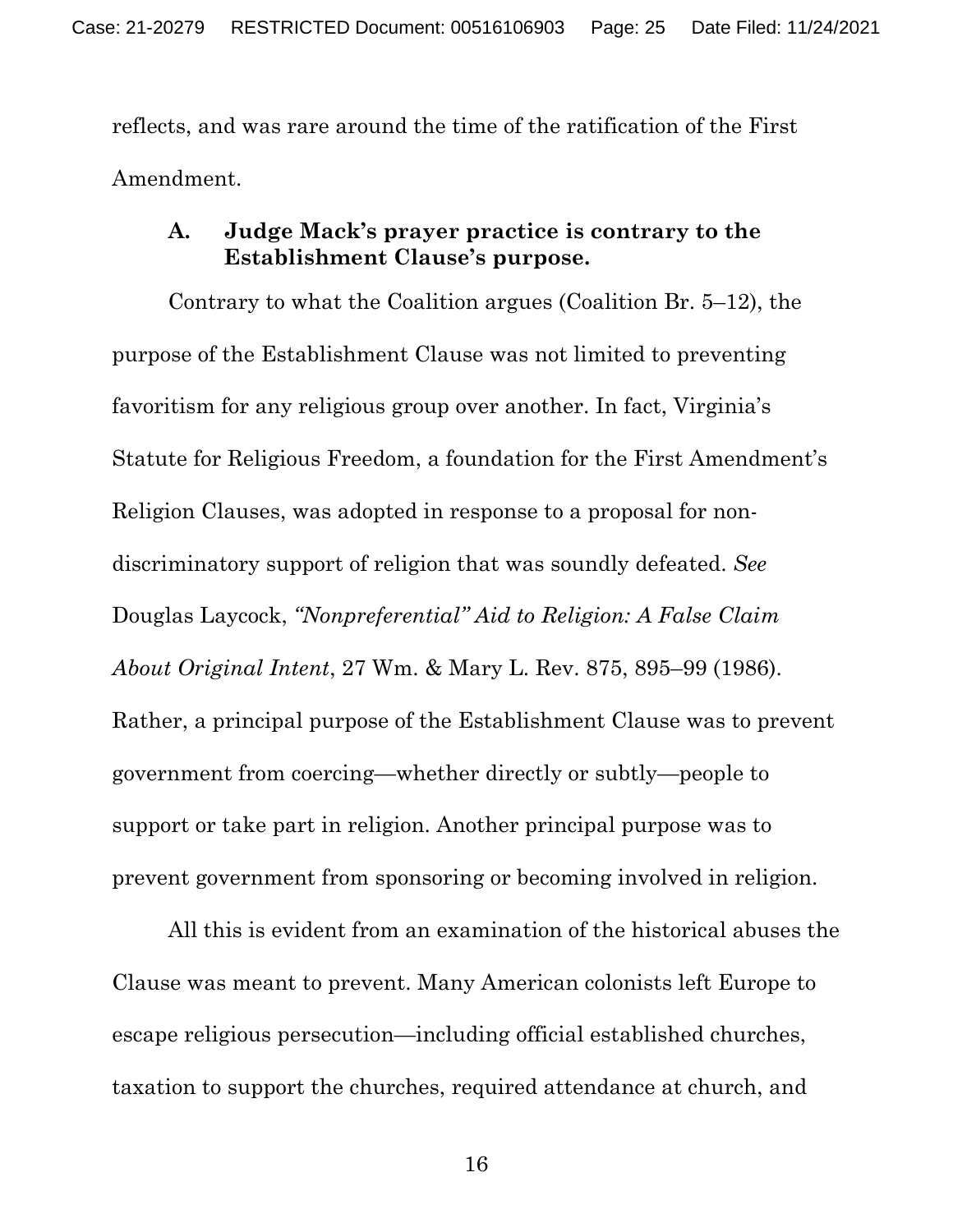reflects, and was rare around the time of the ratification of the First Amendment.

### A. Judge Mack's prayer practice is contrary to the Establishment Clause's purpose.

Contrary to what the Coalition argues (Coalition Br. 5–12), the purpose of the Establishment Clause was not limited to preventing favoritism for any religious group over another. In fact, Virginia's Statute for Religious Freedom, a foundation for the First Amendment's Religion Clauses, was adopted in response to a proposal for non-discriminatory support of religion that was soundly defeated. *See* Douglas Laycock, *"Nonpreferential" Aid to Religion: A False Claim About Original Intent*, 27 Wm. & Mary L. Rev. 875, 895–99 (1986). Rather, a principal purpose of the Establishment Clause was to prevent government from coercing—whether directly or subtly—people to support or take part in religion. Another principal purpose was to prevent government from sponsoring or becoming involved in religion.

All this is evident from an examination of the historical abuses the Clause was meant to prevent. Many American colonists left Europe to escape religious persecution—including official established churches, taxation to support the churches, required attendance at church, and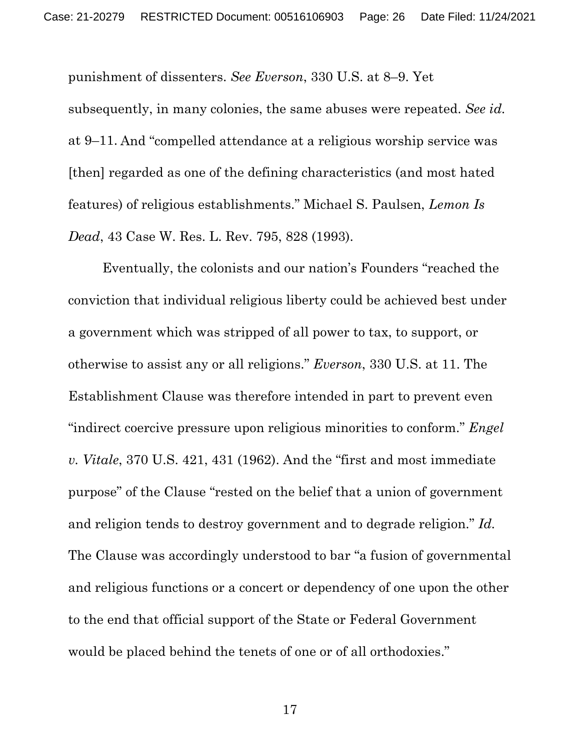punishment of dissenters. *See Everson*, 330 U.S. at 8–9. Yet subsequently, in many colonies, the same abuses were repeated. *See id.* at 9–11. And "compelled attendance at a religious worship service was [then] regarded as one of the defining characteristics (and most hated features) of religious establishments." Michael S. Paulsen, *Lemon Is Dead*, 43 Case W. Res. L. Rev. 795, 828 (1993).

Eventually, the colonists and our nation's Founders "reached the conviction that individual religious liberty could be achieved best under a government which was stripped of all power to tax, to support, or otherwise to assist any or all religions." *Everson*, 330 U.S. at 11. The Establishment Clause was therefore intended in part to prevent even "indirect coercive pressure upon religious minorities to conform." *Engel v. Vitale*, 370 U.S. 421, 431 (1962). And the "first and most immediate purpose" of the Clause "rested on the belief that a union of government and religion tends to destroy government and to degrade religion." *Id.* The Clause was accordingly understood to bar "a fusion of governmental and religious functions or a concert or dependency of one upon the other to the end that official support of the State or Federal Government would be placed behind the tenets of one or of all orthodoxies."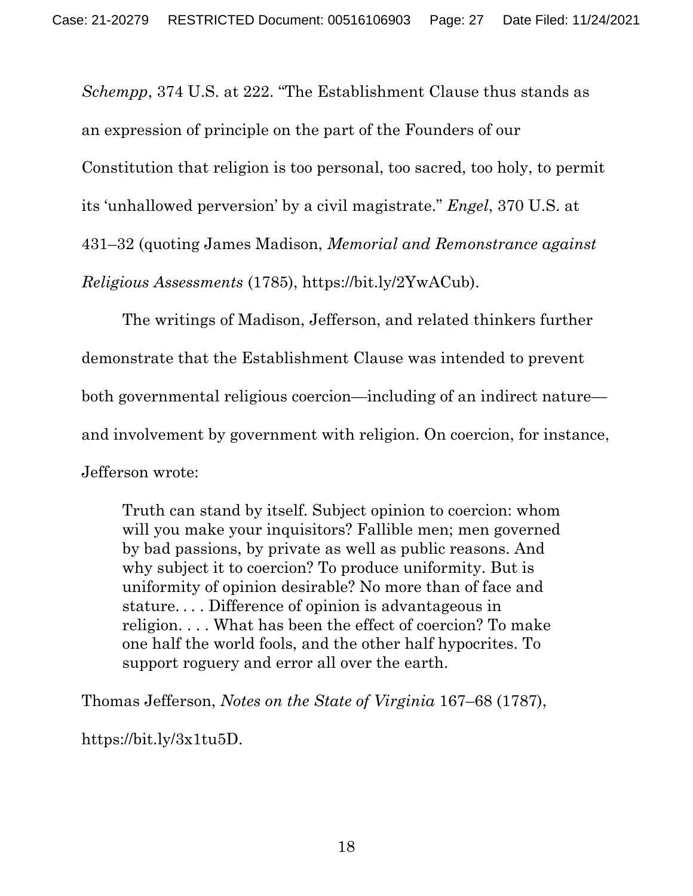*Schempp*, 374 U.S. at 222. "The Establishment Clause thus stands as an expression of principle on the part of the Founders of our Constitution that religion is too personal, too sacred, too holy, to permit its 'unhallowed perversion' by a civil magistrate." *Engel*, 370 U.S. at 431–32 (quoting James Madison, *Memorial and Remonstrance against Religious Assessments* (1785), https://bit.ly/2YwACub).

The writings of Madison, Jefferson, and related thinkers further demonstrate that the Establishment Clause was intended to prevent both governmental religious coercion—including of an indirect nature—and involvement by government with religion. On coercion, for instance, Jefferson wrote:

> Truth can stand by itself. Subject opinion to coercion: whom will you make your inquisitors? Fallible men; men governed by bad passions, by private as well as public reasons. And why subject it to coercion? To produce uniformity. But is uniformity of opinion desirable? No more than of face and stature. . . . Difference of opinion is advantageous in religion. . . . What has been the effect of coercion? To make one half the world fools, and the other half hypocrites. To support roguery and error all over the earth.

Thomas Jefferson, *Notes on the State of Virginia* 167–68 (1787), https://bit.ly/3x1tu5D.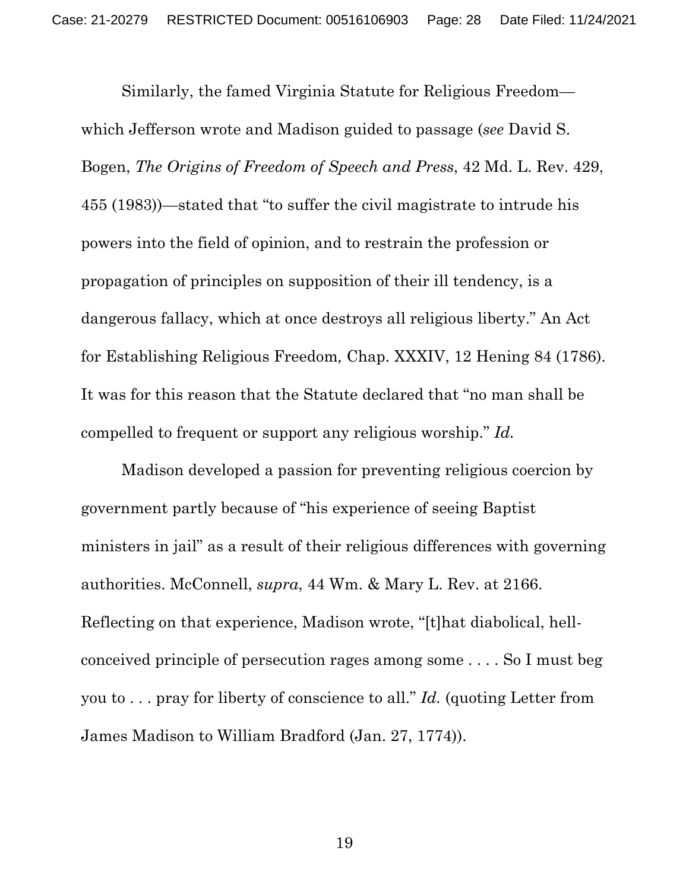Similarly, the famed Virginia Statute for Religious Freedom—which Jefferson wrote and Madison guided to passage (*see* David S. Bogen, *The Origins of Freedom of Speech and Press*, 42 Md. L. Rev. 429, 455 (1983))—stated that "to suffer the civil magistrate to intrude his powers into the field of opinion, and to restrain the profession or propagation of principles on supposition of their ill tendency, is a dangerous fallacy, which at once destroys all religious liberty." An Act for Establishing Religious Freedom*,* Chap. XXXIV, 12 Hening 84 (1786). It was for this reason that the Statute declared that "no man shall be compelled to frequent or support any religious worship." *Id.*

Madison developed a passion for preventing religious coercion by government partly because of "his experience of seeing Baptist ministers in jail" as a result of their religious differences with governing authorities. McConnell, *supra*, 44 Wm. & Mary L. Rev. at 2166. Reflecting on that experience, Madison wrote, "[t]hat diabolical, hell-conceived principle of persecution rages among some . . . . So I must beg you to . . . pray for liberty of conscience to all." *Id.* (quoting Letter from James Madison to William Bradford (Jan. 27, 1774)).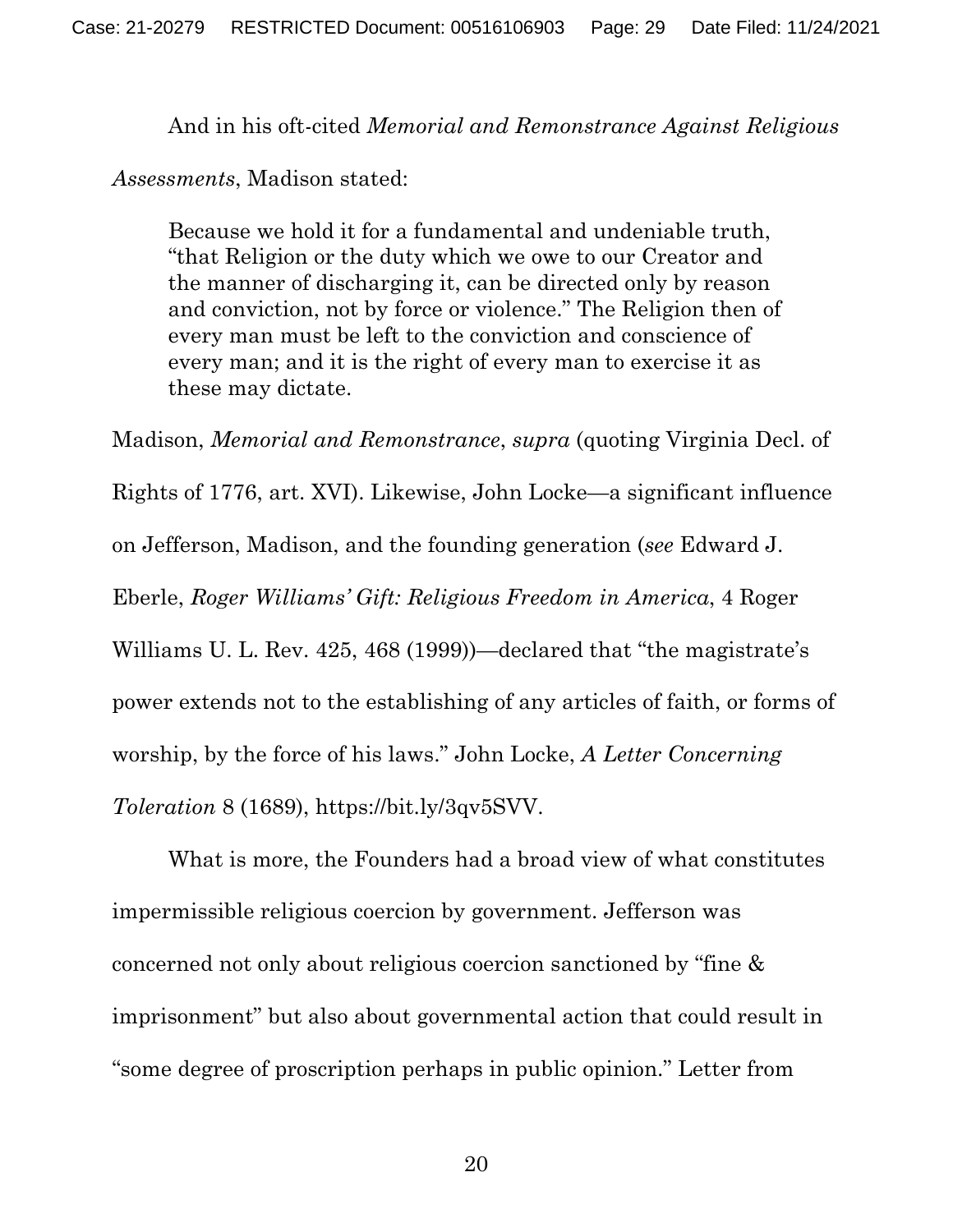And in his oft-cited *Memorial and Remonstrance Against Religious Assessments*, Madison stated:

> Because we hold it for a fundamental and undeniable truth, "that Religion or the duty which we owe to our Creator and the manner of discharging it, can be directed only by reason and conviction, not by force or violence." The Religion then of every man must be left to the conviction and conscience of every man; and it is the right of every man to exercise it as these may dictate.

Madison, *Memorial and Remonstrance*, *supra* (quoting Virginia Decl. of Rights of 1776, art. XVI). Likewise, John Locke—a significant influence on Jefferson, Madison, and the founding generation (*see* Edward J. Eberle, *Roger Williams' Gift: Religious Freedom in America*, 4 Roger Williams U. L. Rev. 425, 468 (1999))—declared that "the magistrate's power extends not to the establishing of any articles of faith, or forms of worship, by the force of his laws." John Locke, *A Letter Concerning Toleration* 8 (1689), https://bit.ly/3qv5SVV.

What is more, the Founders had a broad view of what constitutes impermissible religious coercion by government. Jefferson was concerned not only about religious coercion sanctioned by "fine & imprisonment" but also about governmental action that could result in "some degree of proscription perhaps in public opinion." Letter from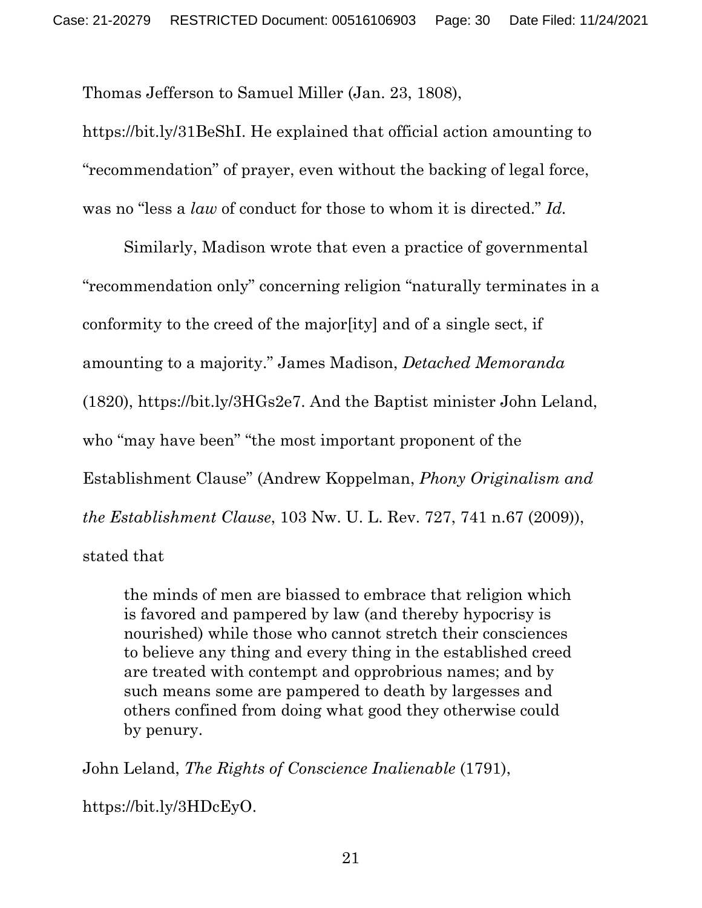Thomas Jefferson to Samuel Miller (Jan. 23, 1808), https://bit.ly/31BeShI. He explained that official action amounting to "recommendation" of prayer, even without the backing of legal force, was no "less a *law* of conduct for those to whom it is directed." *Id.*

Similarly, Madison wrote that even a practice of governmental "recommendation only" concerning religion "naturally terminates in a conformity to the creed of the major[ity] and of a single sect, if amounting to a majority." James Madison, *Detached Memoranda* (1820), https://bit.ly/3HGs2e7. And the Baptist minister John Leland, who "may have been" "the most important proponent of the Establishment Clause" (Andrew Koppelman, *Phony Originalism and the Establishment Clause*, 103 Nw. U. L. Rev. 727, 741 n.67 (2009)), stated that

> the minds of men are biassed to embrace that religion which is favored and pampered by law (and thereby hypocrisy is nourished) while those who cannot stretch their consciences to believe any thing and every thing in the established creed are treated with contempt and opprobrious names; and by such means some are pampered to death by largesses and others confined from doing what good they otherwise could by penury.

John Leland, *The Rights of Conscience Inalienable* (1791), https://bit.ly/3HDcEyO.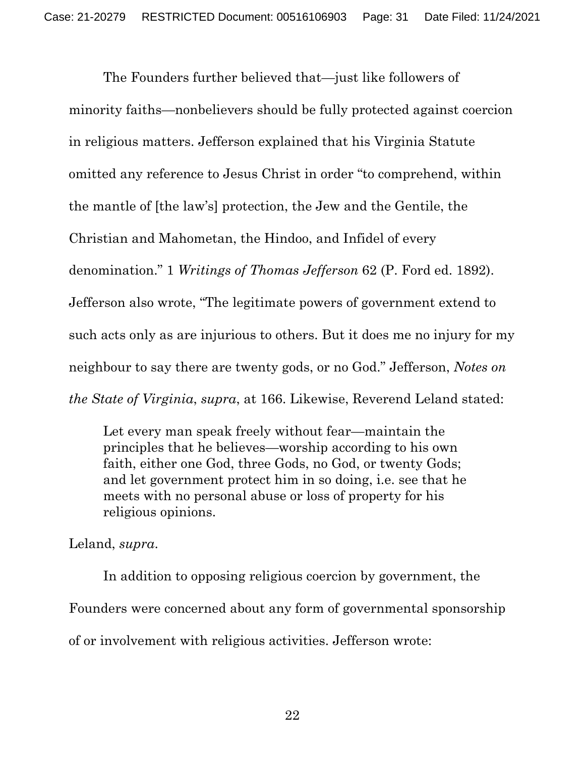The Founders further believed that—just like followers of minority faiths—nonbelievers should be fully protected against coercion in religious matters. Jefferson explained that his Virginia Statute omitted any reference to Jesus Christ in order "to comprehend, within the mantle of [the law's] protection, the Jew and the Gentile, the Christian and Mahometan, the Hindoo, and Infidel of every denomination." 1 *Writings of Thomas Jefferson* 62 (P. Ford ed. 1892). Jefferson also wrote, "The legitimate powers of government extend to such acts only as are injurious to others. But it does me no injury for my neighbour to say there are twenty gods, or no God." Jefferson, *Notes on the State of Virginia*, *supra*, at 166. Likewise, Reverend Leland stated:

> Let every man speak freely without fear—maintain the principles that he believes—worship according to his own faith, either one God, three Gods, no God, or twenty Gods; and let government protect him in so doing, i.e. see that he meets with no personal abuse or loss of property for his religious opinions.

Leland, *supra*.

In addition to opposing religious coercion by government, the Founders were concerned about any form of governmental sponsorship of or involvement with religious activities. Jefferson wrote: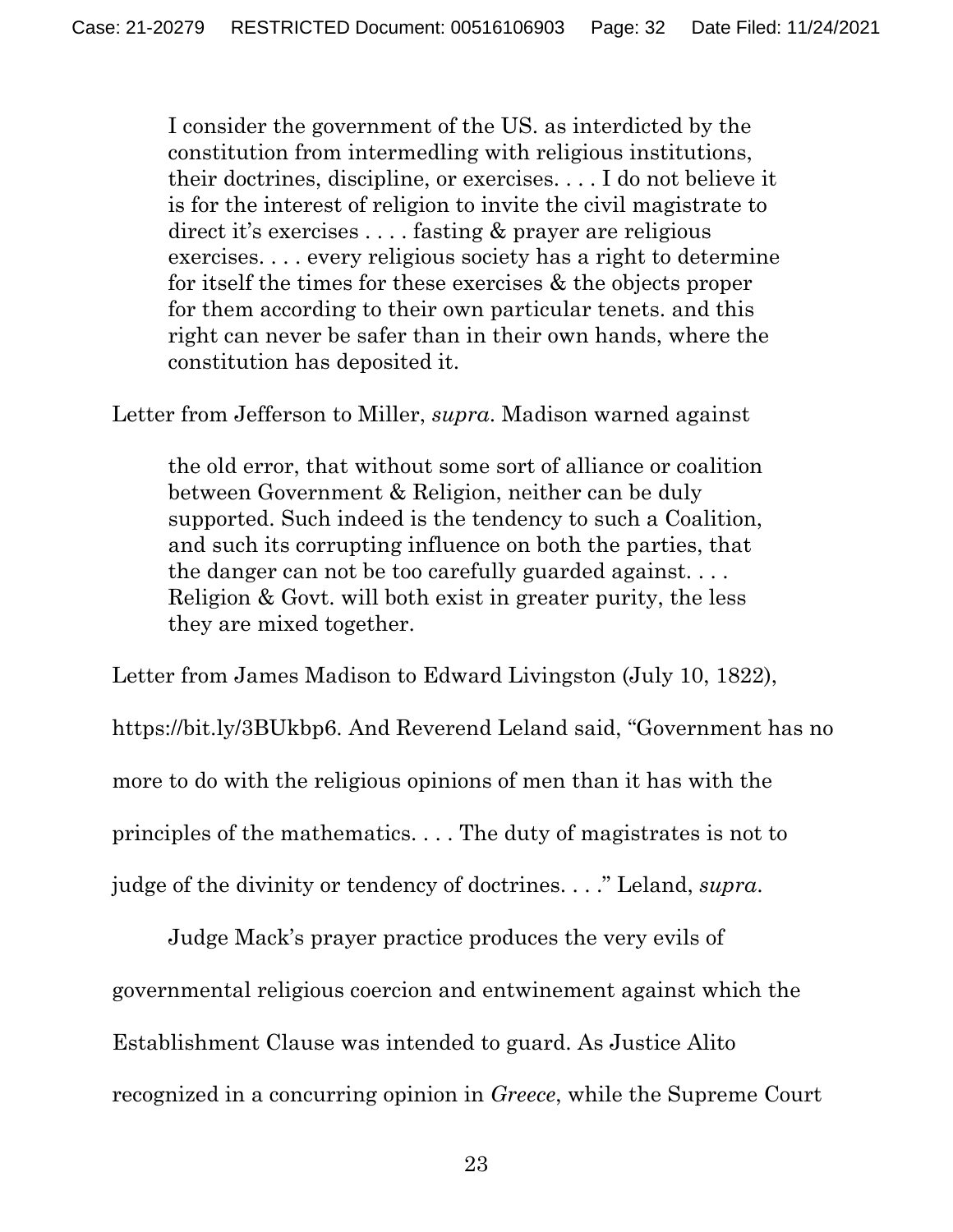> I consider the government of the US. as interdicted by the constitution from intermedling with religious institutions, their doctrines, discipline, or exercises. . . . I do not believe it is for the interest of religion to invite the civil magistrate to direct it's exercises . . . . fasting & prayer are religious exercises. . . . every religious society has a right to determine for itself the times for these exercises & the objects proper for them according to their own particular tenets. and this right can never be safer than in their own hands, where the constitution has deposited it.

Letter from Jefferson to Miller, *supra*. Madison warned against

> the old error, that without some sort of alliance or coalition between Government & Religion, neither can be duly supported. Such indeed is the tendency to such a Coalition, and such its corrupting influence on both the parties, that the danger can not be too carefully guarded against. . . . Religion & Govt. will both exist in greater purity, the less they are mixed together.

Letter from James Madison to Edward Livingston (July 10, 1822), https://bit.ly/3BUkbp6. And Reverend Leland said, "Government has no more to do with the religious opinions of men than it has with the principles of the mathematics. . . . The duty of magistrates is not to judge of the divinity or tendency of doctrines. . . ." Leland, *supra*.

Judge Mack's prayer practice produces the very evils of governmental religious coercion and entwinement against which the Establishment Clause was intended to guard. As Justice Alito recognized in a concurring opinion in *Greece*, while the Supreme Court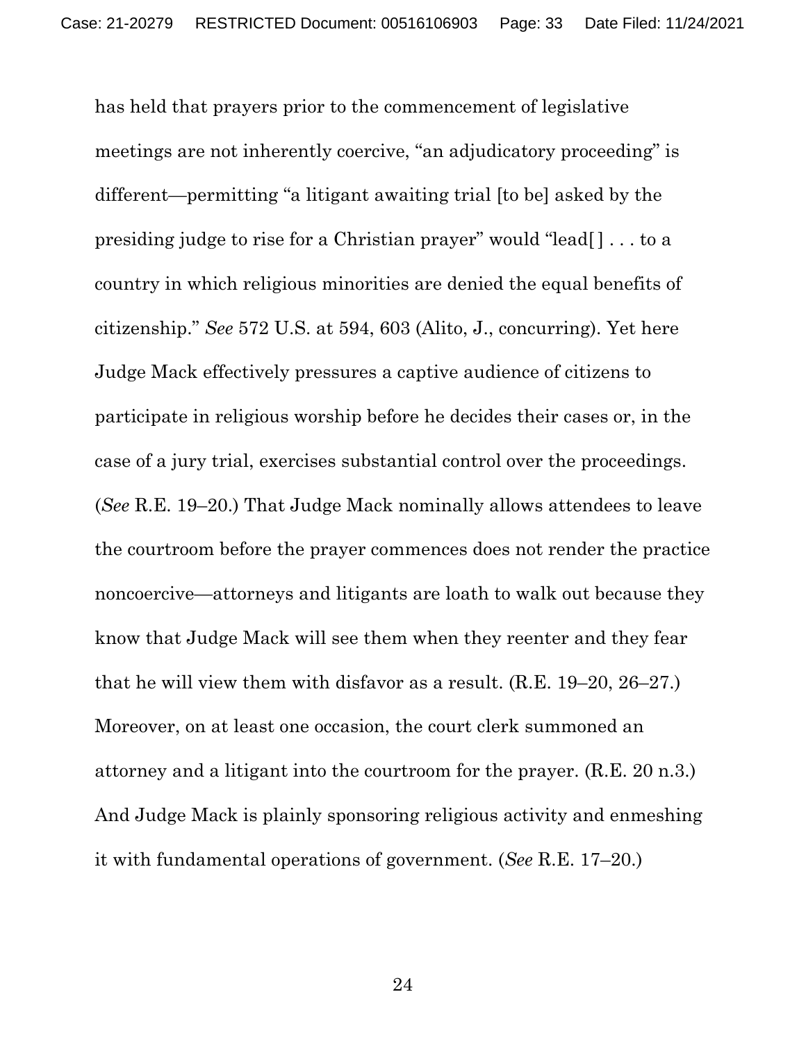has held that prayers prior to the commencement of legislative meetings are not inherently coercive, "an adjudicatory proceeding" is different—permitting "a litigant awaiting trial [to be] asked by the presiding judge to rise for a Christian prayer" would "lead[ ] . . . to a country in which religious minorities are denied the equal benefits of citizenship." *See* 572 U.S. at 594, 603 (Alito, J., concurring). Yet here Judge Mack effectively pressures a captive audience of citizens to participate in religious worship before he decides their cases or, in the case of a jury trial, exercises substantial control over the proceedings. (*See* R.E. 19–20.) That Judge Mack nominally allows attendees to leave the courtroom before the prayer commences does not render the practice noncoercive—attorneys and litigants are loath to walk out because they know that Judge Mack will see them when they reenter and they fear that he will view them with disfavor as a result. (R.E. 19–20, 26–27.) Moreover, on at least one occasion, the court clerk summoned an attorney and a litigant into the courtroom for the prayer. (R.E. 20 n.3.) And Judge Mack is plainly sponsoring religious activity and enmeshing it with fundamental operations of government. (*See* R.E. 17–20.)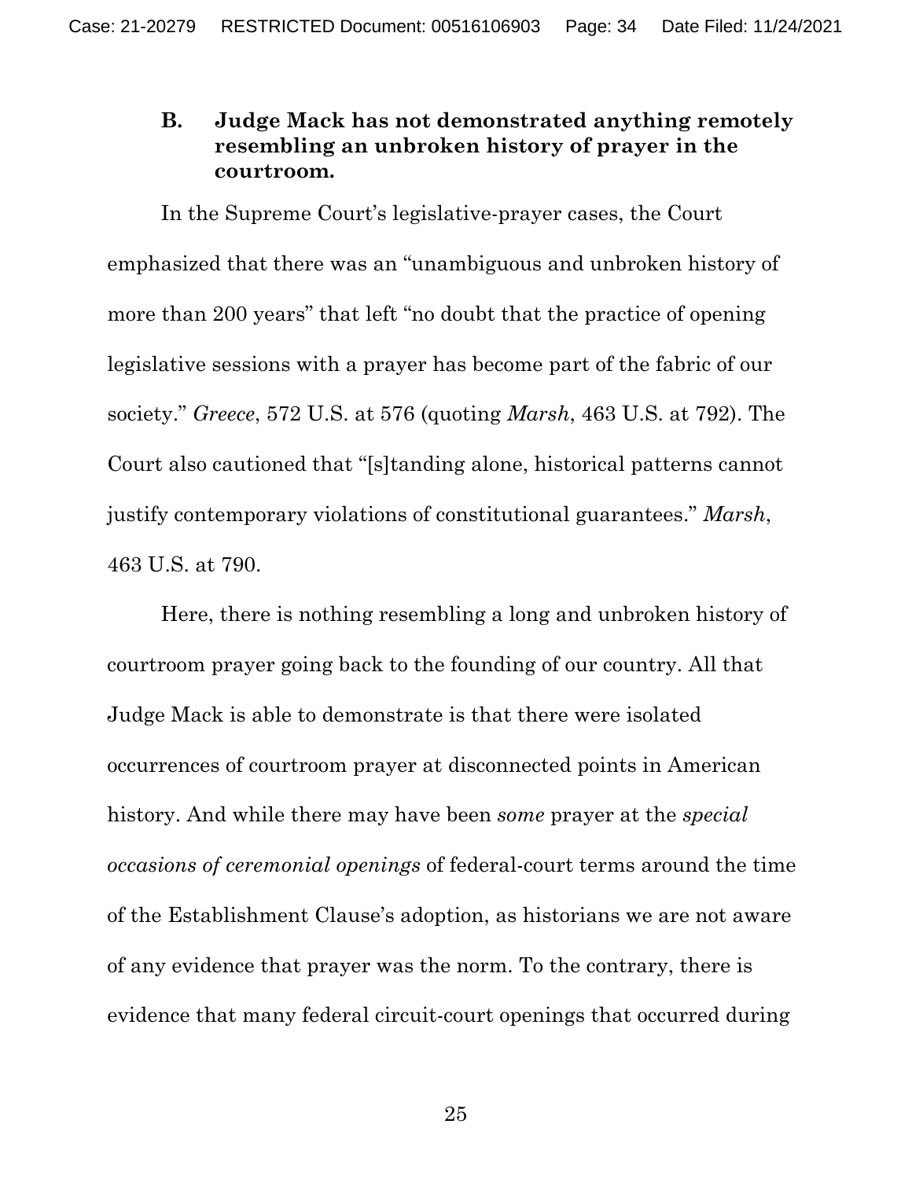### B. Judge Mack has not demonstrated anything remotely resembling an unbroken history of prayer in the courtroom.

In the Supreme Court's legislative-prayer cases, the Court emphasized that there was an "unambiguous and unbroken history of more than 200 years" that left "no doubt that the practice of opening legislative sessions with a prayer has become part of the fabric of our society." *Greece*, 572 U.S. at 576 (quoting *Marsh*, 463 U.S. at 792). The Court also cautioned that "[s]tanding alone, historical patterns cannot justify contemporary violations of constitutional guarantees." *Marsh*, 463 U.S. at 790.

Here, there is nothing resembling a long and unbroken history of courtroom prayer going back to the founding of our country. All that Judge Mack is able to demonstrate is that there were isolated occurrences of courtroom prayer at disconnected points in American history. And while there may have been *some* prayer at the *special occasions of ceremonial openings* of federal-court terms around the time of the Establishment Clause's adoption, as historians we are not aware of any evidence that prayer was the norm. To the contrary, there is evidence that many federal circuit-court openings that occurred during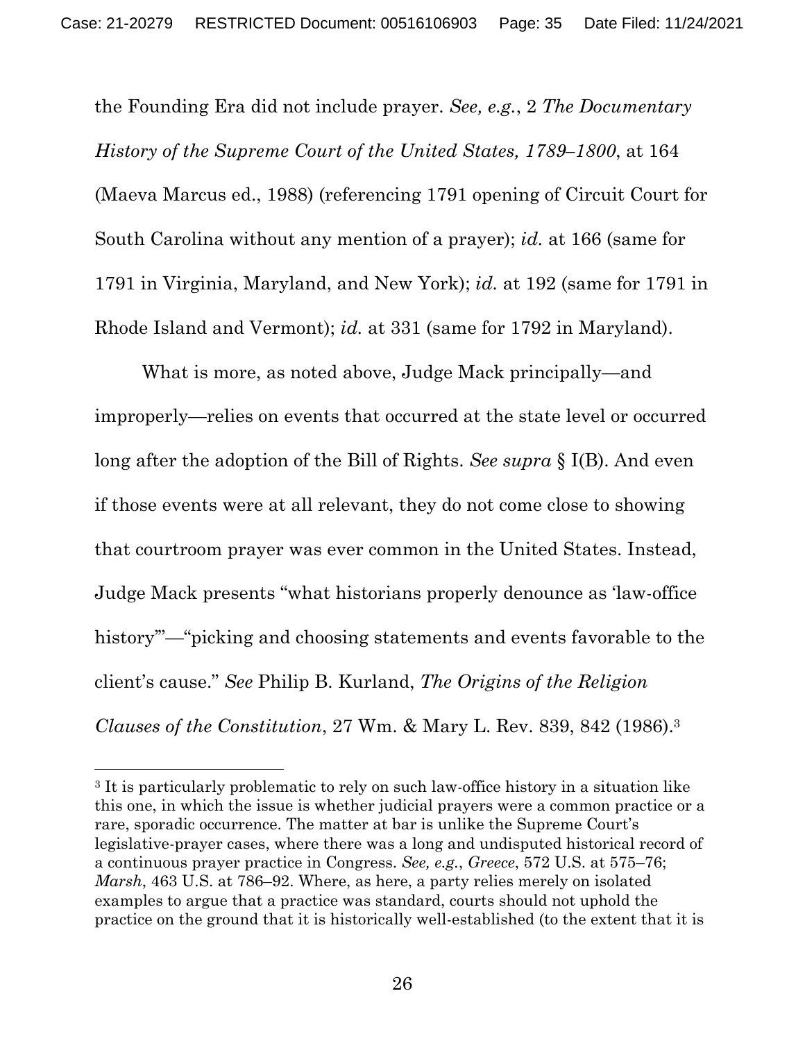the Founding Era did not include prayer. *See, e.g.*, 2 *The Documentary History of the Supreme Court of the United States, 1789–1800*, at 164 (Maeva Marcus ed., 1988) (referencing 1791 opening of Circuit Court for South Carolina without any mention of a prayer); *id.* at 166 (same for 1791 in Virginia, Maryland, and New York); *id.* at 192 (same for 1791 in Rhode Island and Vermont); *id.* at 331 (same for 1792 in Maryland).

What is more, as noted above, Judge Mack principally—and improperly—relies on events that occurred at the state level or occurred long after the adoption of the Bill of Rights. *See supra* § I(B). And even if those events were at all relevant, they do not come close to showing that courtroom prayer was ever common in the United States. Instead, Judge Mack presents "what historians properly denounce as 'law-office history'"—"picking and choosing statements and events favorable to the client's cause." *See* Philip B. Kurland, *The Origins of the Religion Clauses of the Constitution*, 27 Wm. & Mary L. Rev. 839, 842 (1986).[3]

---

[3] It is particularly problematic to rely on such law-office history in a situation like this one, in which the issue is whether judicial prayers were a common practice or a rare, sporadic occurrence. The matter at bar is unlike the Supreme Court's legislative-prayer cases, where there was a long and undisputed historical record of a continuous prayer practice in Congress. *See, e.g.*, *Greece*, 572 U.S. at 575–76; *Marsh*, 463 U.S. at 786–92. Where, as here, a party relies merely on isolated examples to argue that a practice was standard, courts should not uphold the practice on the ground that it is historically well-established (to the extent that it is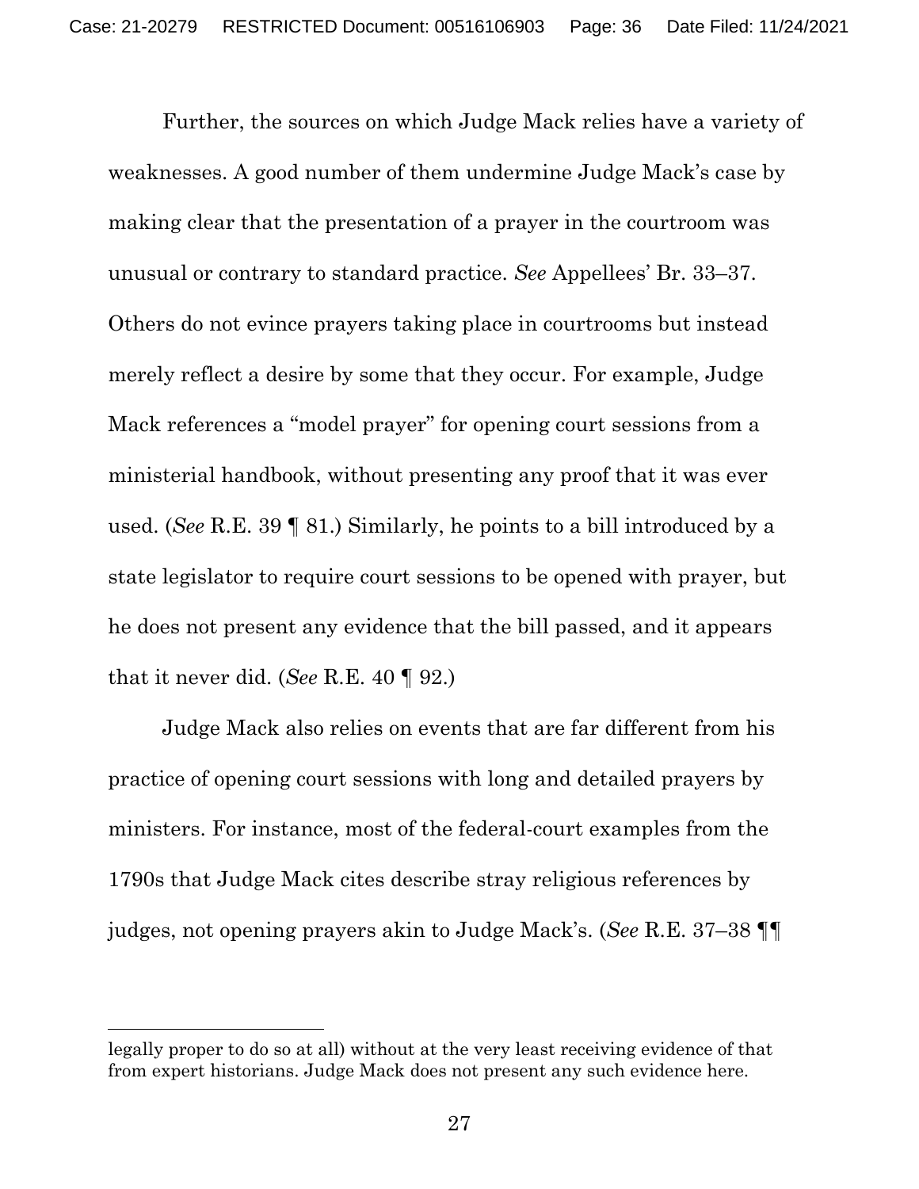Further, the sources on which Judge Mack relies have a variety of weaknesses. A good number of them undermine Judge Mack's case by making clear that the presentation of a prayer in the courtroom was unusual or contrary to standard practice. *See* Appellees' Br. 33–37. Others do not evince prayers taking place in courtrooms but instead merely reflect a desire by some that they occur. For example, Judge Mack references a "model prayer" for opening court sessions from a ministerial handbook, without presenting any proof that it was ever used. (*See* R.E. 39 ¶ 81.) Similarly, he points to a bill introduced by a state legislator to require court sessions to be opened with prayer, but he does not present any evidence that the bill passed, and it appears that it never did. (*See* R.E. 40 ¶ 92.)

Judge Mack also relies on events that are far different from his practice of opening court sessions with long and detailed prayers by ministers. For instance, most of the federal-court examples from the 1790s that Judge Mack cites describe stray religious references by judges, not opening prayers akin to Judge Mack's. (*See* R.E. 37–38 ¶¶

---

legally proper to do so at all) without at the very least receiving evidence of that from expert historians. Judge Mack does not present any such evidence here.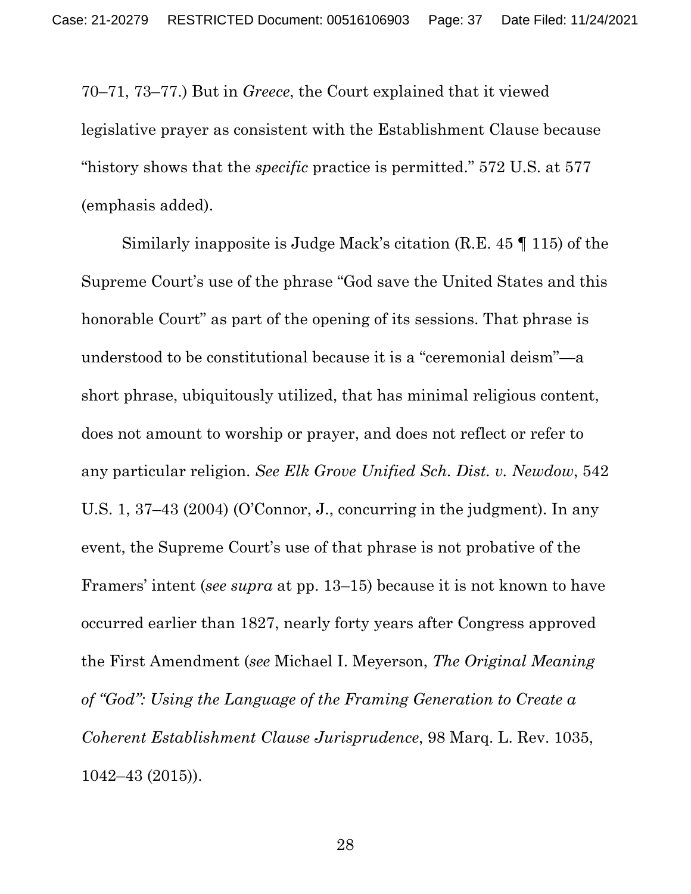70–71, 73–77.) But in *Greece*, the Court explained that it viewed legislative prayer as consistent with the Establishment Clause because "history shows that the *specific* practice is permitted." 572 U.S. at 577 (emphasis added).

Similarly inapposite is Judge Mack's citation (R.E. 45 ¶ 115) of the Supreme Court's use of the phrase "God save the United States and this honorable Court" as part of the opening of its sessions. That phrase is understood to be constitutional because it is a "ceremonial deism"—a short phrase, ubiquitously utilized, that has minimal religious content, does not amount to worship or prayer, and does not reflect or refer to any particular religion. *See Elk Grove Unified Sch. Dist. v. Newdow*, 542 U.S. 1, 37–43 (2004) (O'Connor, J., concurring in the judgment). In any event, the Supreme Court's use of that phrase is not probative of the Framers' intent (*see supra* at pp. 13–15) because it is not known to have occurred earlier than 1827, nearly forty years after Congress approved the First Amendment (*see* Michael I. Meyerson, *The Original Meaning of "God": Using the Language of the Framing Generation to Create a Coherent Establishment Clause Jurisprudence*, 98 Marq. L. Rev. 1035, 1042–43 (2015)).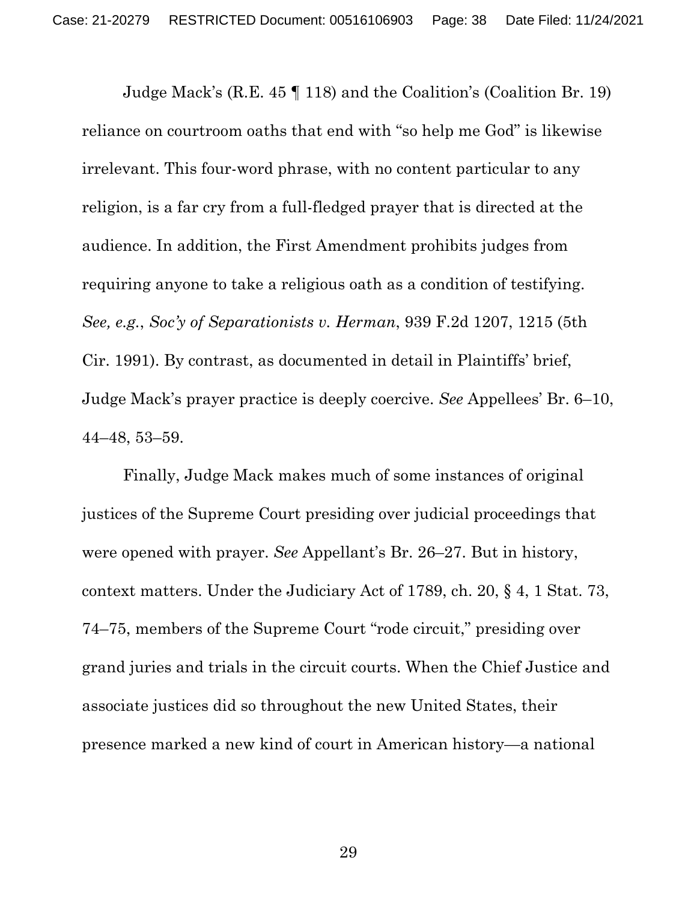Judge Mack's (R.E. 45 ¶ 118) and the Coalition's (Coalition Br. 19) reliance on courtroom oaths that end with "so help me God" is likewise irrelevant. This four-word phrase, with no content particular to any religion, is a far cry from a full-fledged prayer that is directed at the audience. In addition, the First Amendment prohibits judges from requiring anyone to take a religious oath as a condition of testifying. *See, e.g.*, *Soc'y of Separationists v. Herman*, 939 F.2d 1207, 1215 (5th Cir. 1991). By contrast, as documented in detail in Plaintiffs' brief, Judge Mack's prayer practice is deeply coercive. *See* Appellees' Br. 6–10, 44–48, 53–59.

Finally, Judge Mack makes much of some instances of original justices of the Supreme Court presiding over judicial proceedings that were opened with prayer. *See* Appellant's Br. 26–27. But in history, context matters. Under the Judiciary Act of 1789, ch. 20, § 4, 1 Stat. 73, 74–75, members of the Supreme Court "rode circuit," presiding over grand juries and trials in the circuit courts. When the Chief Justice and associate justices did so throughout the new United States, their presence marked a new kind of court in American history—a national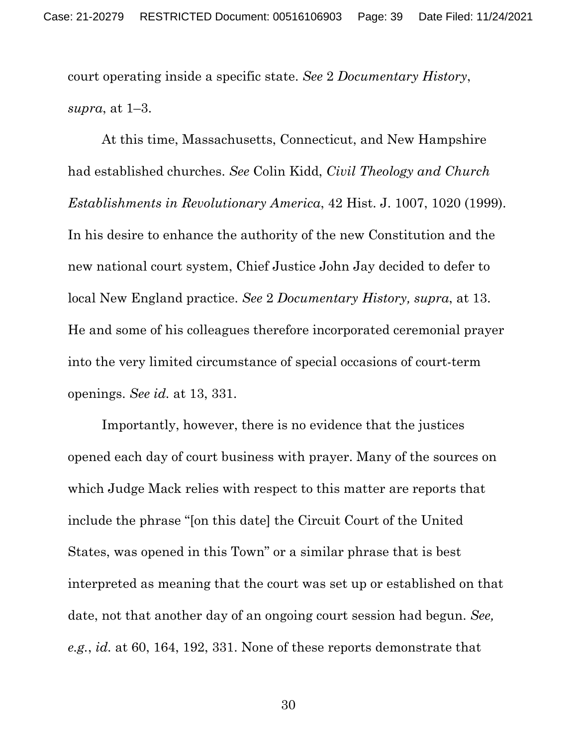court operating inside a specific state. *See* 2 *Documentary History*, *supra*, at 1–3.

At this time, Massachusetts, Connecticut, and New Hampshire had established churches. *See* Colin Kidd, *Civil Theology and Church Establishments in Revolutionary America*, 42 Hist. J. 1007, 1020 (1999). In his desire to enhance the authority of the new Constitution and the new national court system, Chief Justice John Jay decided to defer to local New England practice. *See* 2 *Documentary History, supra*, at 13. He and some of his colleagues therefore incorporated ceremonial prayer into the very limited circumstance of special occasions of court-term openings. *See id.* at 13, 331.

Importantly, however, there is no evidence that the justices opened each day of court business with prayer. Many of the sources on which Judge Mack relies with respect to this matter are reports that include the phrase "[on this date] the Circuit Court of the United States, was opened in this Town" or a similar phrase that is best interpreted as meaning that the court was set up or established on that date, not that another day of an ongoing court session had begun. *See, e.g.*, *id.* at 60, 164, 192, 331. None of these reports demonstrate that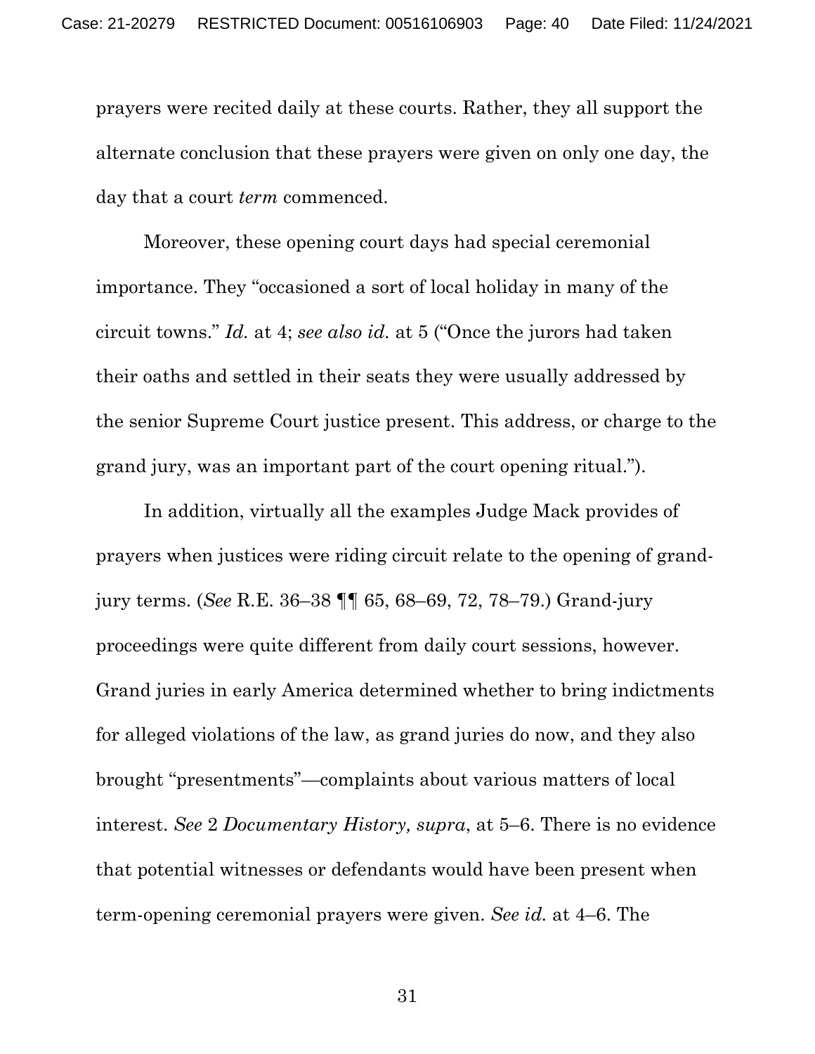prayers were recited daily at these courts. Rather, they all support the alternate conclusion that these prayers were given on only one day, the day that a court *term* commenced.

Moreover, these opening court days had special ceremonial importance. They "occasioned a sort of local holiday in many of the circuit towns." *Id.* at 4; *see also id.* at 5 ("Once the jurors had taken their oaths and settled in their seats they were usually addressed by the senior Supreme Court justice present. This address, or charge to the grand jury, was an important part of the court opening ritual.").

In addition, virtually all the examples Judge Mack provides of prayers when justices were riding circuit relate to the opening of grand-jury terms. (*See* R.E. 36–38 ¶¶ 65, 68–69, 72, 78–79.) Grand-jury proceedings were quite different from daily court sessions, however. Grand juries in early America determined whether to bring indictments for alleged violations of the law, as grand juries do now, and they also brought "presentments"—complaints about various matters of local interest. *See* 2 *Documentary History, supra*, at 5–6. There is no evidence that potential witnesses or defendants would have been present when term-opening ceremonial prayers were given. *See id.* at 4–6. The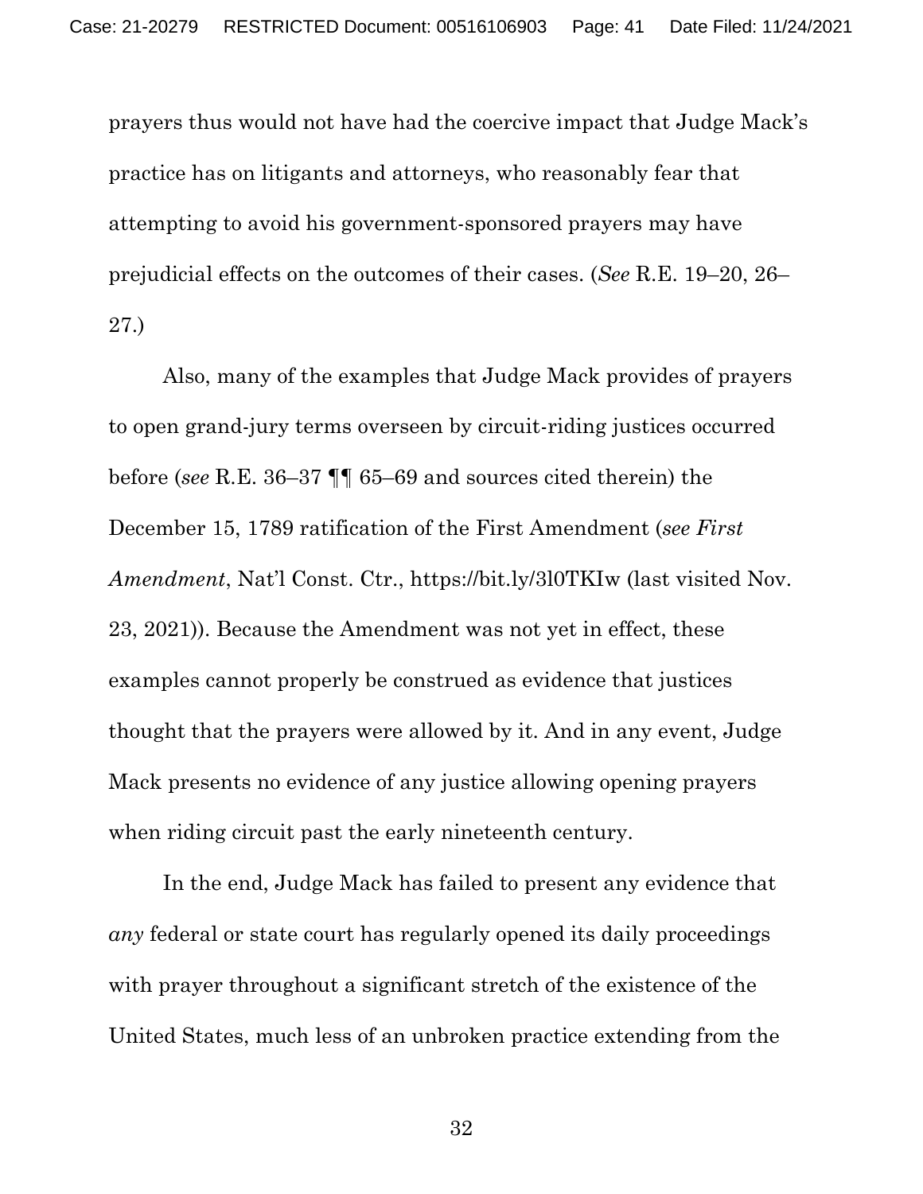prayers thus would not have had the coercive impact that Judge Mack's practice has on litigants and attorneys, who reasonably fear that attempting to avoid his government-sponsored prayers may have prejudicial effects on the outcomes of their cases. (*See* R.E. 19–20, 26–27.)

Also, many of the examples that Judge Mack provides of prayers to open grand-jury terms overseen by circuit-riding justices occurred before (*see* R.E. 36–37 ¶¶ 65–69 and sources cited therein) the December 15, 1789 ratification of the First Amendment (*see First Amendment*, Nat'l Const. Ctr., https://bit.ly/3l0TKIw (last visited Nov. 23, 2021)). Because the Amendment was not yet in effect, these examples cannot properly be construed as evidence that justices thought that the prayers were allowed by it. And in any event, Judge Mack presents no evidence of any justice allowing opening prayers when riding circuit past the early nineteenth century.

In the end, Judge Mack has failed to present any evidence that *any* federal or state court has regularly opened its daily proceedings with prayer throughout a significant stretch of the existence of the United States, much less of an unbroken practice extending from the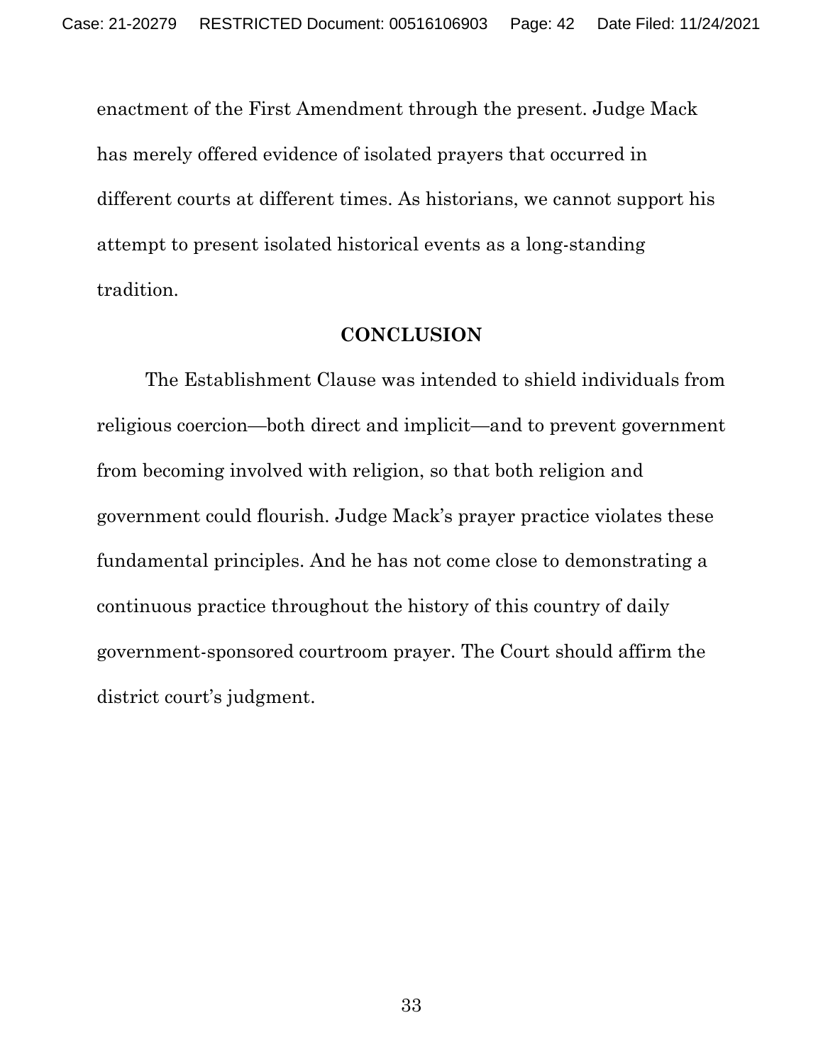enactment of the First Amendment through the present. Judge Mack has merely offered evidence of isolated prayers that occurred in different courts at different times. As historians, we cannot support his attempt to present isolated historical events as a long-standing tradition.

## CONCLUSION

The Establishment Clause was intended to shield individuals from religious coercion—both direct and implicit—and to prevent government from becoming involved with religion, so that both religion and government could flourish. Judge Mack's prayer practice violates these fundamental principles. And he has not come close to demonstrating a continuous practice throughout the history of this country of daily government-sponsored courtroom prayer. The Court should affirm the district court's judgment.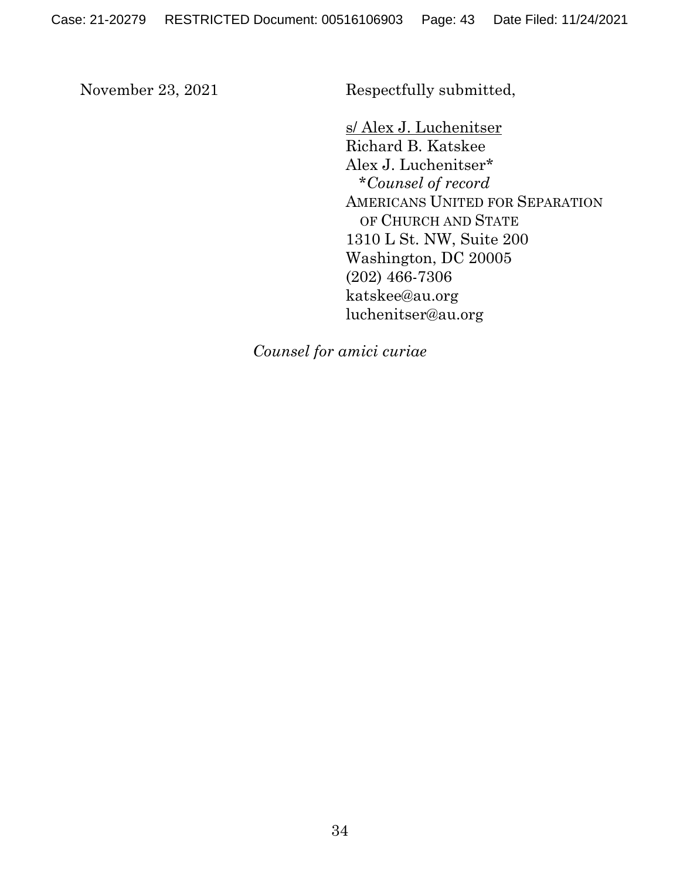November 23, 2021

Respectfully submitted,

s/ Alex J. Luchenitser
Richard B. Katskee
Alex J. Luchenitser*
*\*Counsel of record*
AMERICANS UNITED FOR SEPARATION OF CHURCH AND STATE
1310 L St. NW, Suite 200
Washington, DC 20005
(202) 466-7306
katskee@au.org
luchenitser@au.org

*Counsel for amici curiae*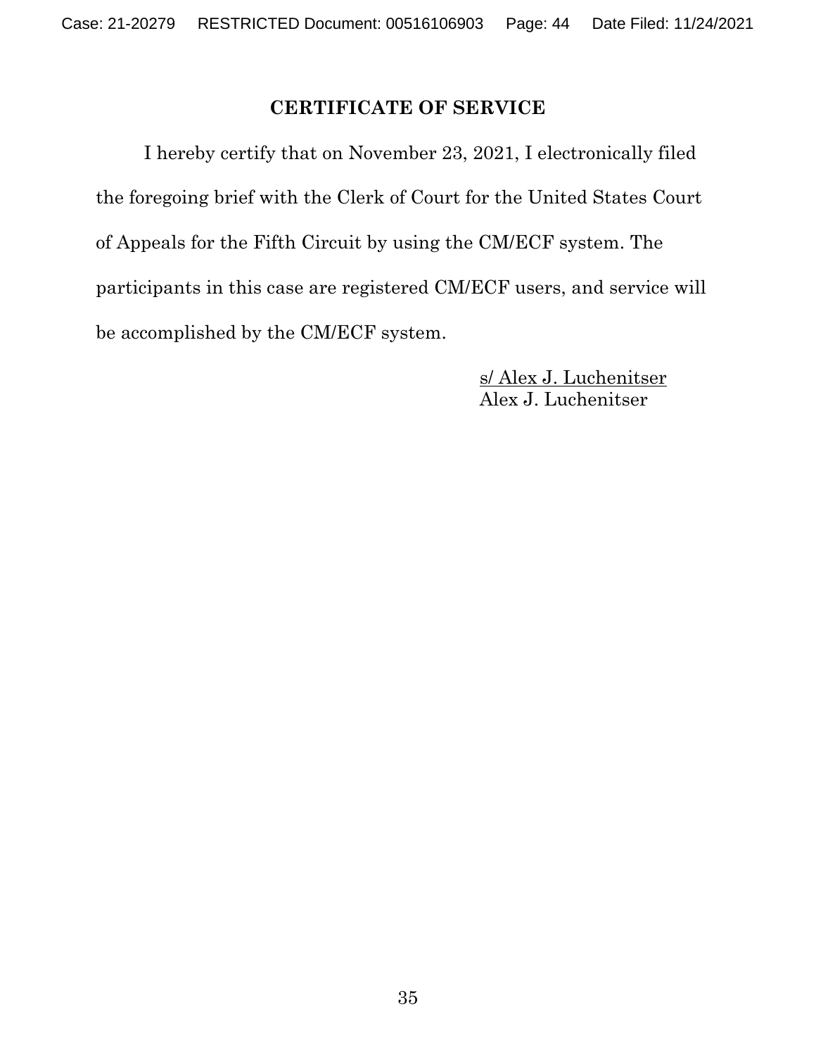## CERTIFICATE OF SERVICE

I hereby certify that on November 23, 2021, I electronically filed the foregoing brief with the Clerk of Court for the United States Court of Appeals for the Fifth Circuit by using the CM/ECF system. The participants in this case are registered CM/ECF users, and service will be accomplished by the CM/ECF system.

s/ Alex J. Luchenitser
Alex J. Luchenitser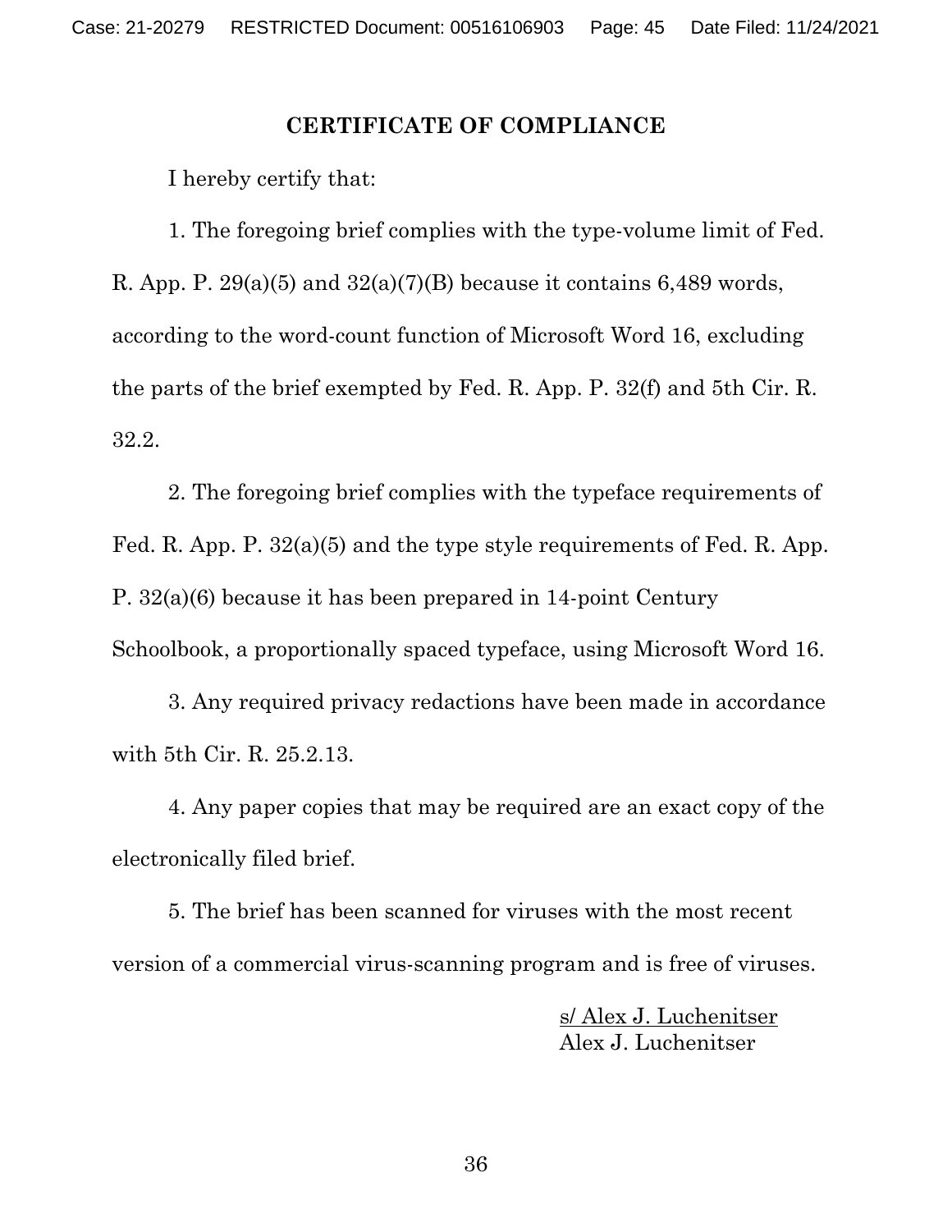## CERTIFICATE OF COMPLIANCE

I hereby certify that:

1. The foregoing brief complies with the type-volume limit of Fed. R. App. P. 29(a)(5) and 32(a)(7)(B) because it contains 6,489 words, according to the word-count function of Microsoft Word 16, excluding the parts of the brief exempted by Fed. R. App. P. 32(f) and 5th Cir. R. 32.2.

2. The foregoing brief complies with the typeface requirements of Fed. R. App. P. 32(a)(5) and the type style requirements of Fed. R. App. P. 32(a)(6) because it has been prepared in 14-point Century Schoolbook, a proportionally spaced typeface, using Microsoft Word 16.

3. Any required privacy redactions have been made in accordance with 5th Cir. R. 25.2.13.

4. Any paper copies that may be required are an exact copy of the electronically filed brief.

5. The brief has been scanned for viruses with the most recent version of a commercial virus-scanning program and is free of viruses.

s/ Alex J. Luchenitser
Alex J. Luchenitser